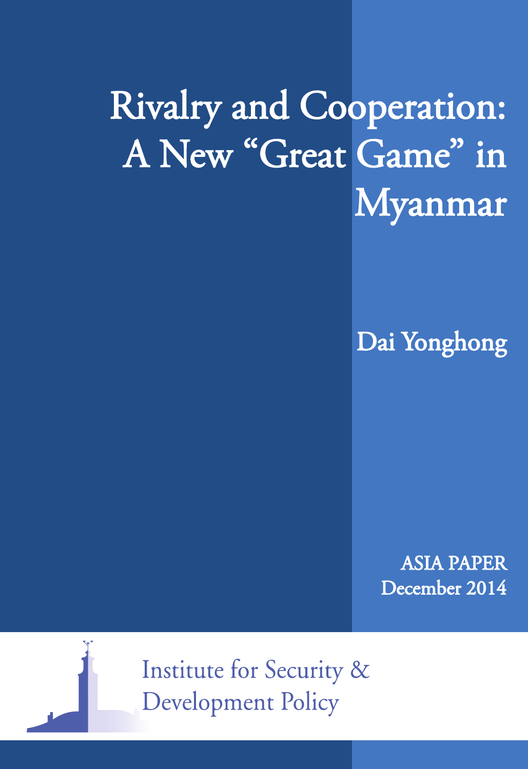# Rivalry and Cooperation: A New "Great Game" in Myanmar

Dai Yonghong

ASIA PAPER
December 2014

Institute for Security & Development Policy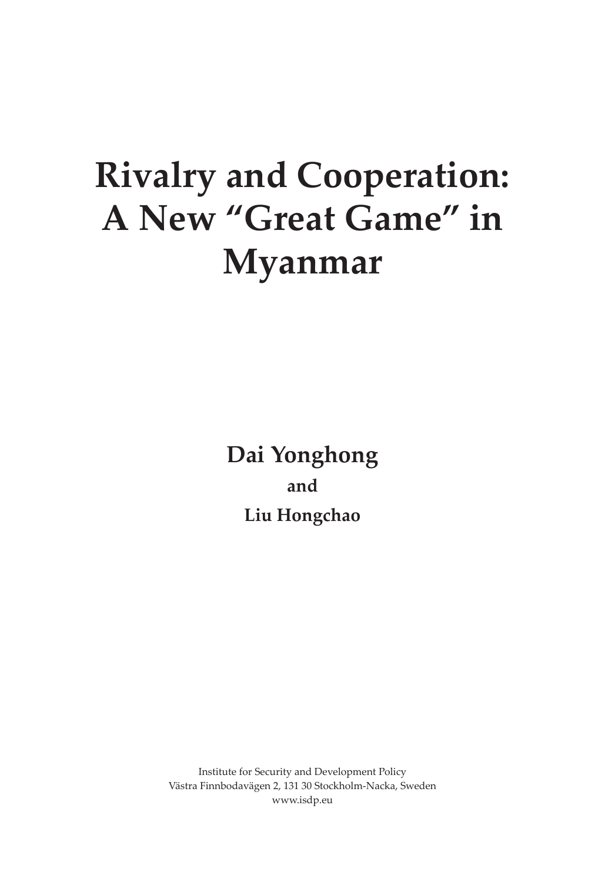# Rivalry and Cooperation: A New "Great Game" in Myanmar

**Dai Yonghong**

**and**

**Liu Hongchao**

Institute for Security and Development Policy
Västra Finnbodavägen 2, 131 30 Stockholm-Nacka, Sweden
www.isdp.eu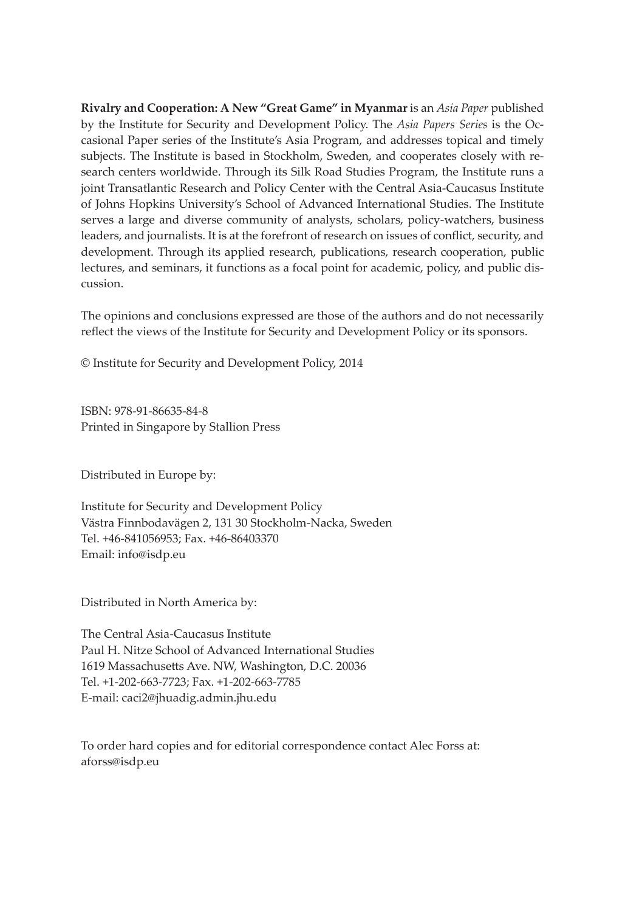**Rivalry and Cooperation: A New "Great Game" in Myanmar** is an *Asia Paper* published by the Institute for Security and Development Policy. The *Asia Papers Series* is the Occasional Paper series of the Institute's Asia Program, and addresses topical and timely subjects. The Institute is based in Stockholm, Sweden, and cooperates closely with research centers worldwide. Through its Silk Road Studies Program, the Institute runs a joint Transatlantic Research and Policy Center with the Central Asia-Caucasus Institute of Johns Hopkins University's School of Advanced International Studies. The Institute serves a large and diverse community of analysts, scholars, policy-watchers, business leaders, and journalists. It is at the forefront of research on issues of conflict, security, and development. Through its applied research, publications, research cooperation, public lectures, and seminars, it functions as a focal point for academic, policy, and public discussion.

The opinions and conclusions expressed are those of the authors and do not necessarily reflect the views of the Institute for Security and Development Policy or its sponsors.

© Institute for Security and Development Policy, 2014

ISBN: 978-91-86635-84-8
Printed in Singapore by Stallion Press

Distributed in Europe by:

Institute for Security and Development Policy
Västra Finnbodavägen 2, 131 30 Stockholm-Nacka, Sweden
Tel. +46-841056953; Fax. +46-86403370
Email: info@isdp.eu

Distributed in North America by:

The Central Asia-Caucasus Institute
Paul H. Nitze School of Advanced International Studies
1619 Massachusetts Ave. NW, Washington, D.C. 20036
Tel. +1-202-663-7723; Fax. +1-202-663-7785
E-mail: caci2@jhuadig.admin.jhu.edu

To order hard copies and for editorial correspondence contact Alec Forss at:
aforss@isdp.eu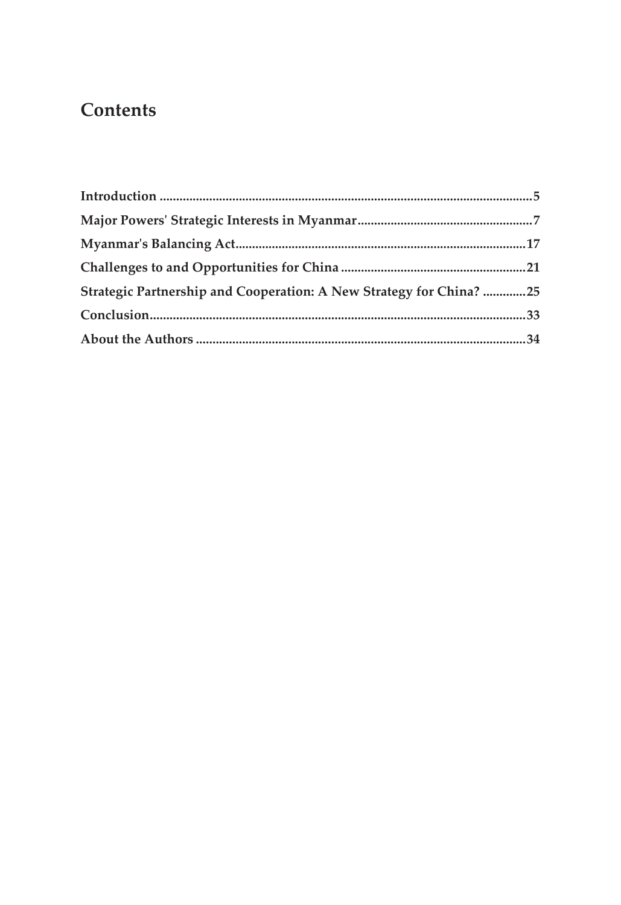# Contents

| | |
|---|---|
| **Introduction** | **5** |
| **Major Powers' Strategic Interests in Myanmar** | **7** |
| **Myanmar's Balancing Act** | **17** |
| **Challenges to and Opportunities for China** | **21** |
| **Strategic Partnership and Cooperation: A New Strategy for China?** | **25** |
| **Conclusion** | **33** |
| **About the Authors** | **34** |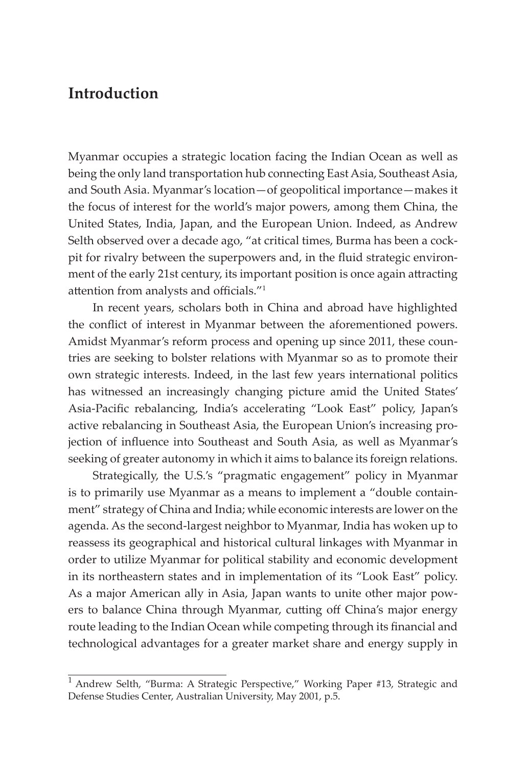# Introduction

Myanmar occupies a strategic location facing the Indian Ocean as well as being the only land transportation hub connecting East Asia, Southeast Asia, and South Asia. Myanmar's location—of geopolitical importance—makes it the focus of interest for the world's major powers, among them China, the United States, India, Japan, and the European Union. Indeed, as Andrew Selth observed over a decade ago, "at critical times, Burma has been a cockpit for rivalry between the superpowers and, in the fluid strategic environment of the early 21st century, its important position is once again attracting attention from analysts and officials."[1]

In recent years, scholars both in China and abroad have highlighted the conflict of interest in Myanmar between the aforementioned powers. Amidst Myanmar's reform process and opening up since 2011, these countries are seeking to bolster relations with Myanmar so as to promote their own strategic interests. Indeed, in the last few years international politics has witnessed an increasingly changing picture amid the United States' Asia-Pacific rebalancing, India's accelerating "Look East" policy, Japan's active rebalancing in Southeast Asia, the European Union's increasing projection of influence into Southeast and South Asia, as well as Myanmar's seeking of greater autonomy in which it aims to balance its foreign relations.

Strategically, the U.S.'s "pragmatic engagement" policy in Myanmar is to primarily use Myanmar as a means to implement a "double containment" strategy of China and India; while economic interests are lower on the agenda. As the second-largest neighbor to Myanmar, India has woken up to reassess its geographical and historical cultural linkages with Myanmar in order to utilize Myanmar for political stability and economic development in its northeastern states and in implementation of its "Look East" policy. As a major American ally in Asia, Japan wants to unite other major powers to balance China through Myanmar, cutting off China's major energy route leading to the Indian Ocean while competing through its financial and technological advantages for a greater market share and energy supply in

[1] Andrew Selth, "Burma: A Strategic Perspective," Working Paper #13, Strategic and Defense Studies Center, Australian University, May 2001, p.5.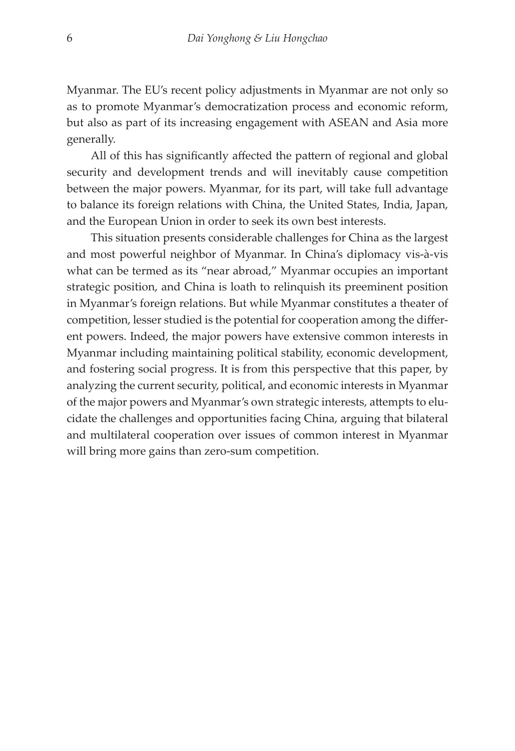Myanmar. The EU's recent policy adjustments in Myanmar are not only so as to promote Myanmar's democratization process and economic reform, but also as part of its increasing engagement with ASEAN and Asia more generally.

All of this has significantly affected the pattern of regional and global security and development trends and will inevitably cause competition between the major powers. Myanmar, for its part, will take full advantage to balance its foreign relations with China, the United States, India, Japan, and the European Union in order to seek its own best interests.

This situation presents considerable challenges for China as the largest and most powerful neighbor of Myanmar. In China's diplomacy vis-à-vis what can be termed as its "near abroad," Myanmar occupies an important strategic position, and China is loath to relinquish its preeminent position in Myanmar's foreign relations. But while Myanmar constitutes a theater of competition, lesser studied is the potential for cooperation among the different powers. Indeed, the major powers have extensive common interests in Myanmar including maintaining political stability, economic development, and fostering social progress. It is from this perspective that this paper, by analyzing the current security, political, and economic interests in Myanmar of the major powers and Myanmar's own strategic interests, attempts to elucidate the challenges and opportunities facing China, arguing that bilateral and multilateral cooperation over issues of common interest in Myanmar will bring more gains than zero-sum competition.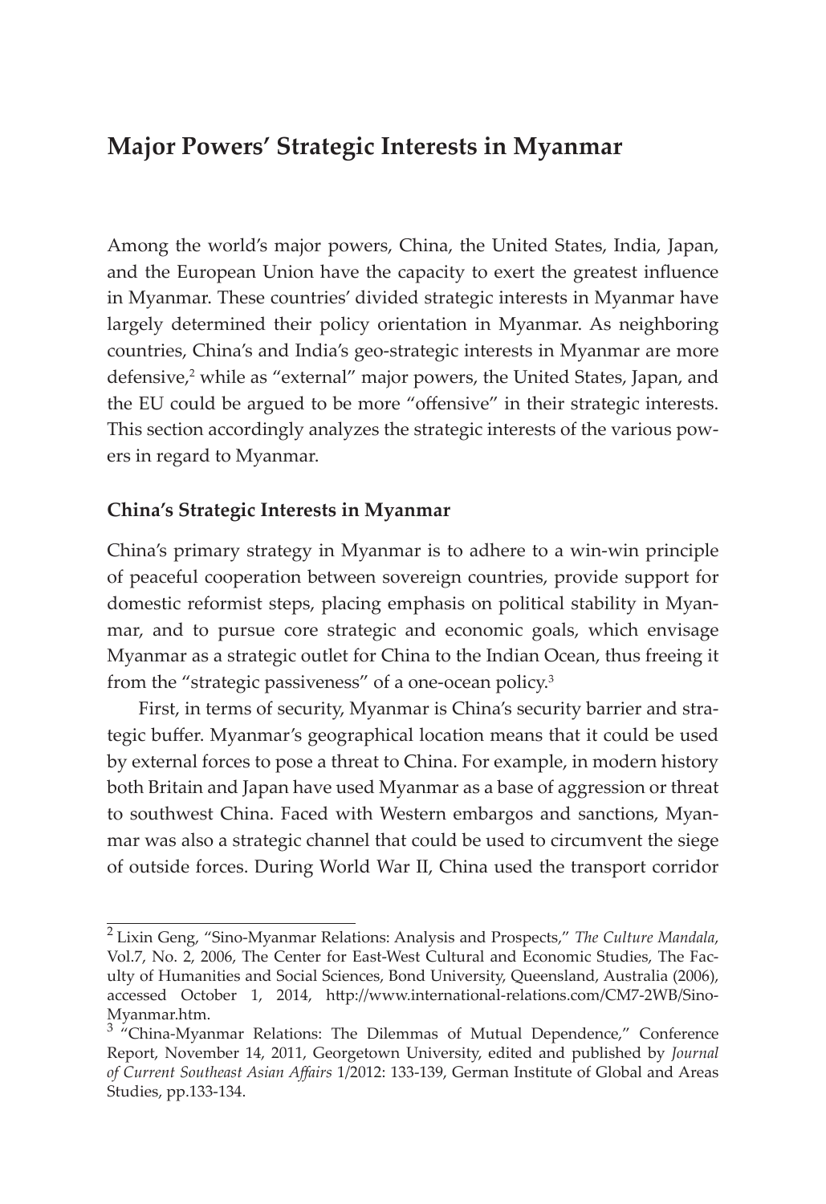## Major Powers' Strategic Interests in Myanmar

Among the world's major powers, China, the United States, India, Japan, and the European Union have the capacity to exert the greatest influence in Myanmar. These countries' divided strategic interests in Myanmar have largely determined their policy orientation in Myanmar. As neighboring countries, China's and India's geo-strategic interests in Myanmar are more defensive,[2] while as "external" major powers, the United States, Japan, and the EU could be argued to be more "offensive" in their strategic interests. This section accordingly analyzes the strategic interests of the various powers in regard to Myanmar.

### China's Strategic Interests in Myanmar

China's primary strategy in Myanmar is to adhere to a win-win principle of peaceful cooperation between sovereign countries, provide support for domestic reformist steps, placing emphasis on political stability in Myanmar, and to pursue core strategic and economic goals, which envisage Myanmar as a strategic outlet for China to the Indian Ocean, thus freeing it from the "strategic passiveness" of a one-ocean policy.[3]

First, in terms of security, Myanmar is China's security barrier and strategic buffer. Myanmar's geographical location means that it could be used by external forces to pose a threat to China. For example, in modern history both Britain and Japan have used Myanmar as a base of aggression or threat to southwest China. Faced with Western embargos and sanctions, Myanmar was also a strategic channel that could be used to circumvent the siege of outside forces. During World War II, China used the transport corridor

---

[2] Lixin Geng, "Sino-Myanmar Relations: Analysis and Prospects," *The Culture Mandala*, Vol.7, No. 2, 2006, The Center for East-West Cultural and Economic Studies, The Faculty of Humanities and Social Sciences, Bond University, Queensland, Australia (2006), accessed October 1, 2014, http://www.international-relations.com/CM7-2WB/Sino-Myanmar.htm.

[3] "China-Myanmar Relations: The Dilemmas of Mutual Dependence," Conference Report, November 14, 2011, Georgetown University, edited and published by *Journal of Current Southeast Asian Affairs* 1/2012: 133-139, German Institute of Global and Areas Studies, pp.133-134.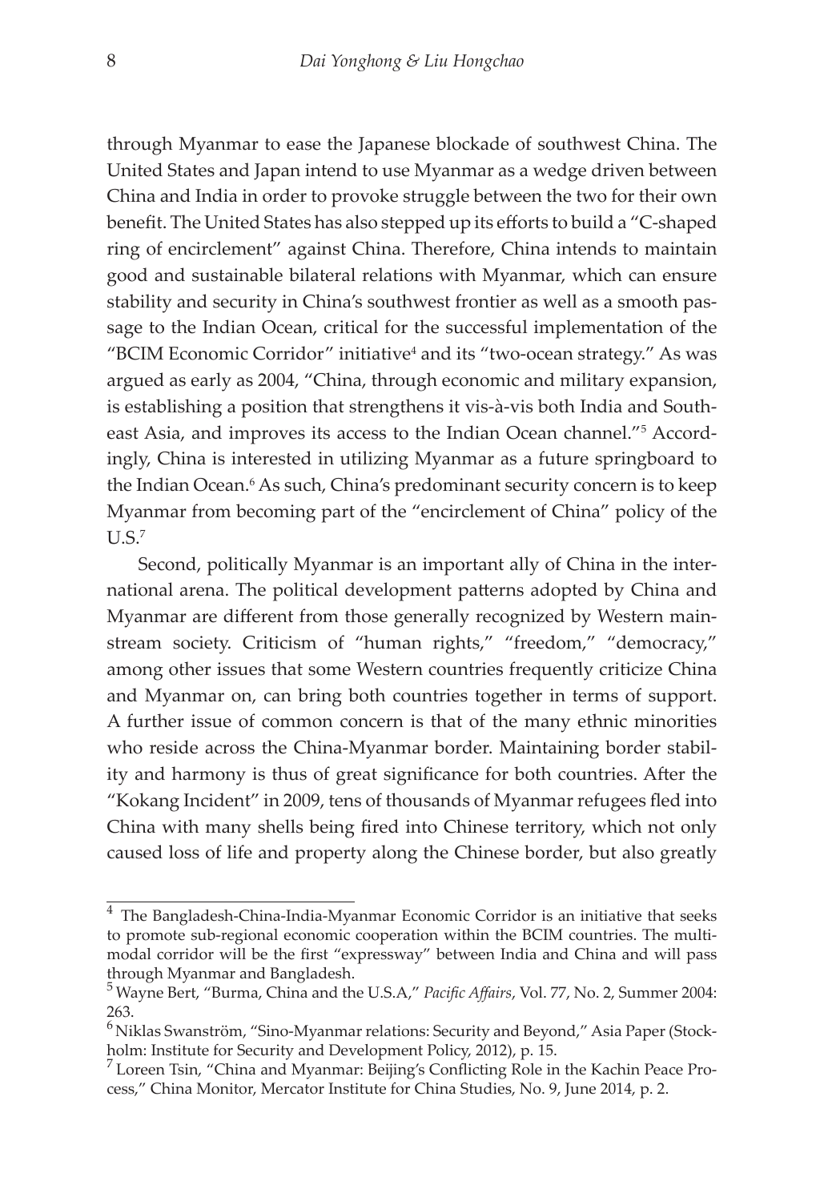through Myanmar to ease the Japanese blockade of southwest China. The United States and Japan intend to use Myanmar as a wedge driven between China and India in order to provoke struggle between the two for their own benefit. The United States has also stepped up its efforts to build a "C-shaped ring of encirclement" against China. Therefore, China intends to maintain good and sustainable bilateral relations with Myanmar, which can ensure stability and security in China's southwest frontier as well as a smooth passage to the Indian Ocean, critical for the successful implementation of the "BCIM Economic Corridor" initiative[4] and its "two-ocean strategy." As was argued as early as 2004, "China, through economic and military expansion, is establishing a position that strengthens it vis-à-vis both India and Southeast Asia, and improves its access to the Indian Ocean channel."[5] Accordingly, China is interested in utilizing Myanmar as a future springboard to the Indian Ocean.[6] As such, China's predominant security concern is to keep Myanmar from becoming part of the "encirclement of China" policy of the U.S.[7]

Second, politically Myanmar is an important ally of China in the international arena. The political development patterns adopted by China and Myanmar are different from those generally recognized by Western mainstream society. Criticism of "human rights," "freedom," "democracy," among other issues that some Western countries frequently criticize China and Myanmar on, can bring both countries together in terms of support. A further issue of common concern is that of the many ethnic minorities who reside across the China-Myanmar border. Maintaining border stability and harmony is thus of great significance for both countries. After the "Kokang Incident" in 2009, tens of thousands of Myanmar refugees fled into China with many shells being fired into Chinese territory, which not only caused loss of life and property along the Chinese border, but also greatly

---

[4] The Bangladesh-China-India-Myanmar Economic Corridor is an initiative that seeks to promote sub-regional economic cooperation within the BCIM countries. The multimodal corridor will be the first "expressway" between India and China and will pass through Myanmar and Bangladesh.

[5] Wayne Bert, "Burma, China and the U.S.A," *Pacific Affairs*, Vol. 77, No. 2, Summer 2004: 263.

[6] Niklas Swanström, "Sino-Myanmar relations: Security and Beyond," Asia Paper (Stockholm: Institute for Security and Development Policy, 2012), p. 15.

[7] Loreen Tsin, "China and Myanmar: Beijing's Conflicting Role in the Kachin Peace Process," China Monitor, Mercator Institute for China Studies, No. 9, June 2014, p. 2.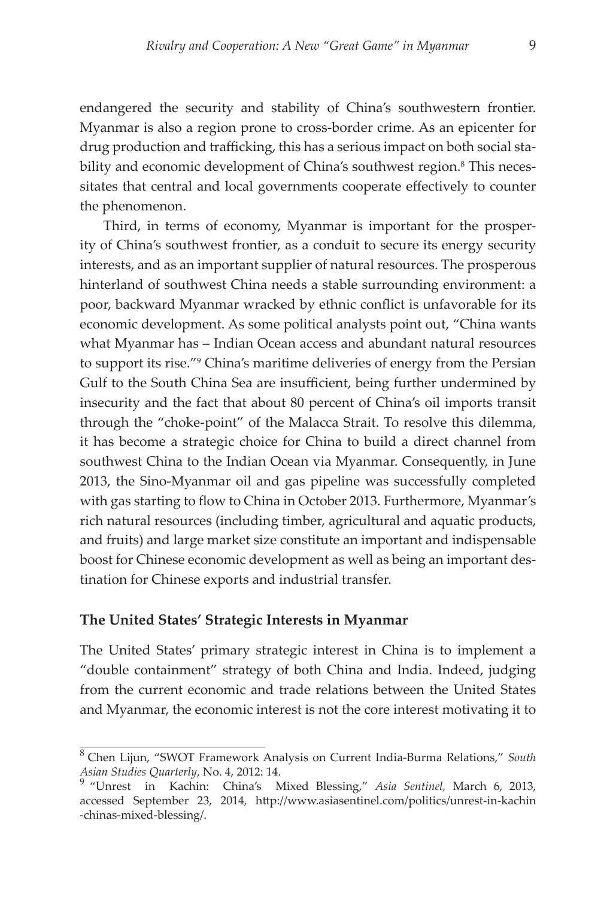endangered the security and stability of China's southwestern frontier. Myanmar is also a region prone to cross-border crime. As an epicenter for drug production and trafficking, this has a serious impact on both social stability and economic development of China's southwest region.[8] This necessitates that central and local governments cooperate effectively to counter the phenomenon.

Third, in terms of economy, Myanmar is important for the prosperity of China's southwest frontier, as a conduit to secure its energy security interests, and as an important supplier of natural resources. The prosperous hinterland of southwest China needs a stable surrounding environment: a poor, backward Myanmar wracked by ethnic conflict is unfavorable for its economic development. As some political analysts point out, "China wants what Myanmar has – Indian Ocean access and abundant natural resources to support its rise."[9] China's maritime deliveries of energy from the Persian Gulf to the South China Sea are insufficient, being further undermined by insecurity and the fact that about 80 percent of China's oil imports transit through the "choke-point" of the Malacca Strait. To resolve this dilemma, it has become a strategic choice for China to build a direct channel from southwest China to the Indian Ocean via Myanmar. Consequently, in June 2013, the Sino-Myanmar oil and gas pipeline was successfully completed with gas starting to flow to China in October 2013. Furthermore, Myanmar's rich natural resources (including timber, agricultural and aquatic products, and fruits) and large market size constitute an important and indispensable boost for Chinese economic development as well as being an important destination for Chinese exports and industrial transfer.

### The United States' Strategic Interests in Myanmar

The United States' primary strategic interest in China is to implement a "double containment" strategy of both China and India. Indeed, judging from the current economic and trade relations between the United States and Myanmar, the economic interest is not the core interest motivating it to

---

[8] Chen Lijun, "SWOT Framework Analysis on Current India-Burma Relations," *South Asian Studies Quarterly*, No. 4, 2012: 14.

[9] "Unrest in Kachin: China's Mixed Blessing," *Asia Sentinel*, March 6, 2013, accessed September 23, 2014, http://www.asiasentinel.com/politics/unrest-in-kachin-chinas-mixed-blessing/.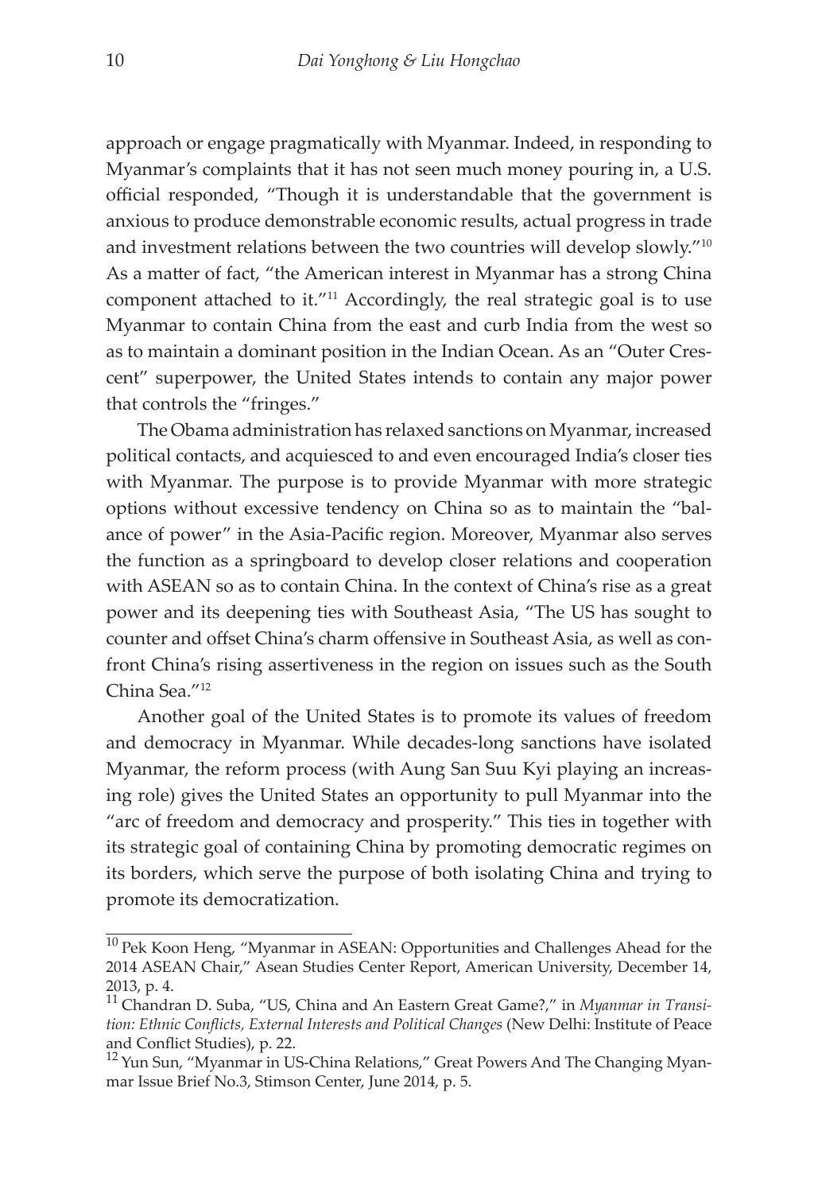approach or engage pragmatically with Myanmar. Indeed, in responding to Myanmar's complaints that it has not seen much money pouring in, a U.S. official responded, "Though it is understandable that the government is anxious to produce demonstrable economic results, actual progress in trade and investment relations between the two countries will develop slowly."[10] As a matter of fact, "the American interest in Myanmar has a strong China component attached to it."[11] Accordingly, the real strategic goal is to use Myanmar to contain China from the east and curb India from the west so as to maintain a dominant position in the Indian Ocean. As an "Outer Crescent" superpower, the United States intends to contain any major power that controls the "fringes."

The Obama administration has relaxed sanctions on Myanmar, increased political contacts, and acquiesced to and even encouraged India's closer ties with Myanmar. The purpose is to provide Myanmar with more strategic options without excessive tendency on China so as to maintain the "balance of power" in the Asia-Pacific region. Moreover, Myanmar also serves the function as a springboard to develop closer relations and cooperation with ASEAN so as to contain China. In the context of China's rise as a great power and its deepening ties with Southeast Asia, "The US has sought to counter and offset China's charm offensive in Southeast Asia, as well as confront China's rising assertiveness in the region on issues such as the South China Sea."[12]

Another goal of the United States is to promote its values of freedom and democracy in Myanmar. While decades-long sanctions have isolated Myanmar, the reform process (with Aung San Suu Kyi playing an increasing role) gives the United States an opportunity to pull Myanmar into the "arc of freedom and democracy and prosperity." This ties in together with its strategic goal of containing China by promoting democratic regimes on its borders, which serve the purpose of both isolating China and trying to promote its democratization.

---

[10] Pek Koon Heng, "Myanmar in ASEAN: Opportunities and Challenges Ahead for the 2014 ASEAN Chair," Asean Studies Center Report, American University, December 14, 2013, p. 4.

[11] Chandran D. Suba, "US, China and An Eastern Great Game?," in *Myanmar in Transition: Ethnic Conflicts, External Interests and Political Changes* (New Delhi: Institute of Peace and Conflict Studies), p. 22.

[12] Yun Sun, "Myanmar in US-China Relations," Great Powers And The Changing Myanmar Issue Brief No.3, Stimson Center, June 2014, p. 5.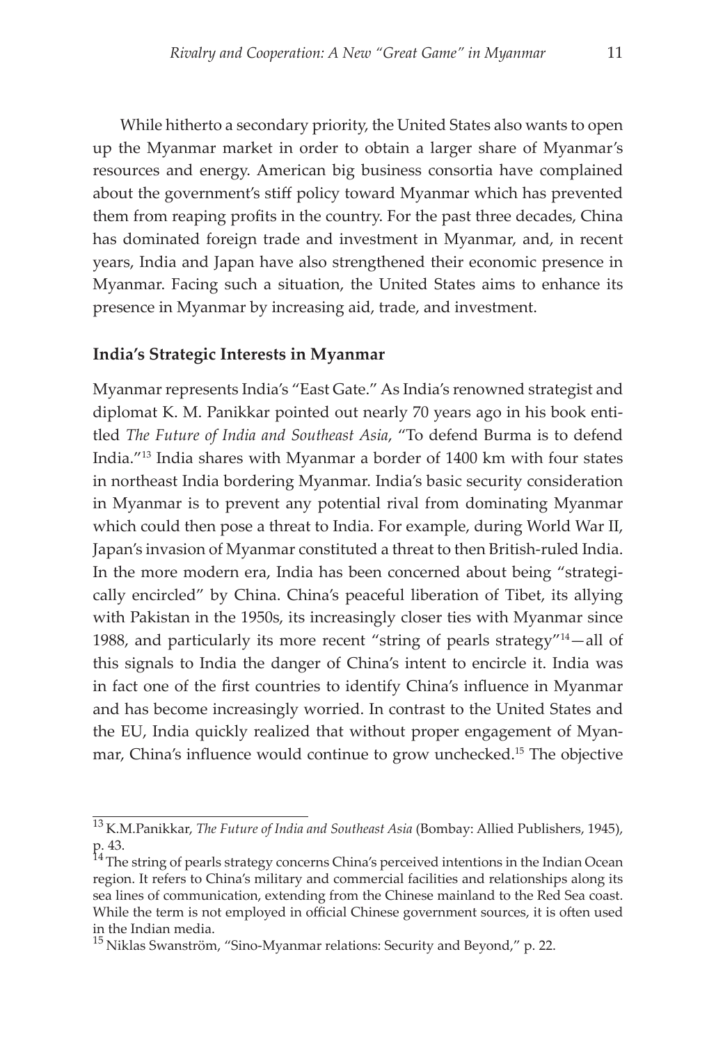While hitherto a secondary priority, the United States also wants to open up the Myanmar market in order to obtain a larger share of Myanmar's resources and energy. American big business consortia have complained about the government's stiff policy toward Myanmar which has prevented them from reaping profits in the country. For the past three decades, China has dominated foreign trade and investment in Myanmar, and, in recent years, India and Japan have also strengthened their economic presence in Myanmar. Facing such a situation, the United States aims to enhance its presence in Myanmar by increasing aid, trade, and investment.

**India's Strategic Interests in Myanmar**

Myanmar represents India's "East Gate." As India's renowned strategist and diplomat K. M. Panikkar pointed out nearly 70 years ago in his book entitled *The Future of India and Southeast Asia*, "To defend Burma is to defend India."[13] India shares with Myanmar a border of 1400 km with four states in northeast India bordering Myanmar. India's basic security consideration in Myanmar is to prevent any potential rival from dominating Myanmar which could then pose a threat to India. For example, during World War II, Japan's invasion of Myanmar constituted a threat to then British-ruled India. In the more modern era, India has been concerned about being "strategically encircled" by China. China's peaceful liberation of Tibet, its allying with Pakistan in the 1950s, its increasingly closer ties with Myanmar since 1988, and particularly its more recent "string of pearls strategy"[14]—all of this signals to India the danger of China's intent to encircle it. India was in fact one of the first countries to identify China's influence in Myanmar and has become increasingly worried. In contrast to the United States and the EU, India quickly realized that without proper engagement of Myanmar, China's influence would continue to grow unchecked.[15] The objective

---

[13] K.M.Panikkar, *The Future of India and Southeast Asia* (Bombay: Allied Publishers, 1945), p. 43.

[14] The string of pearls strategy concerns China's perceived intentions in the Indian Ocean region. It refers to China's military and commercial facilities and relationships along its sea lines of communication, extending from the Chinese mainland to the Red Sea coast. While the term is not employed in official Chinese government sources, it is often used in the Indian media.

[15] Niklas Swanström, "Sino-Myanmar relations: Security and Beyond," p. 22.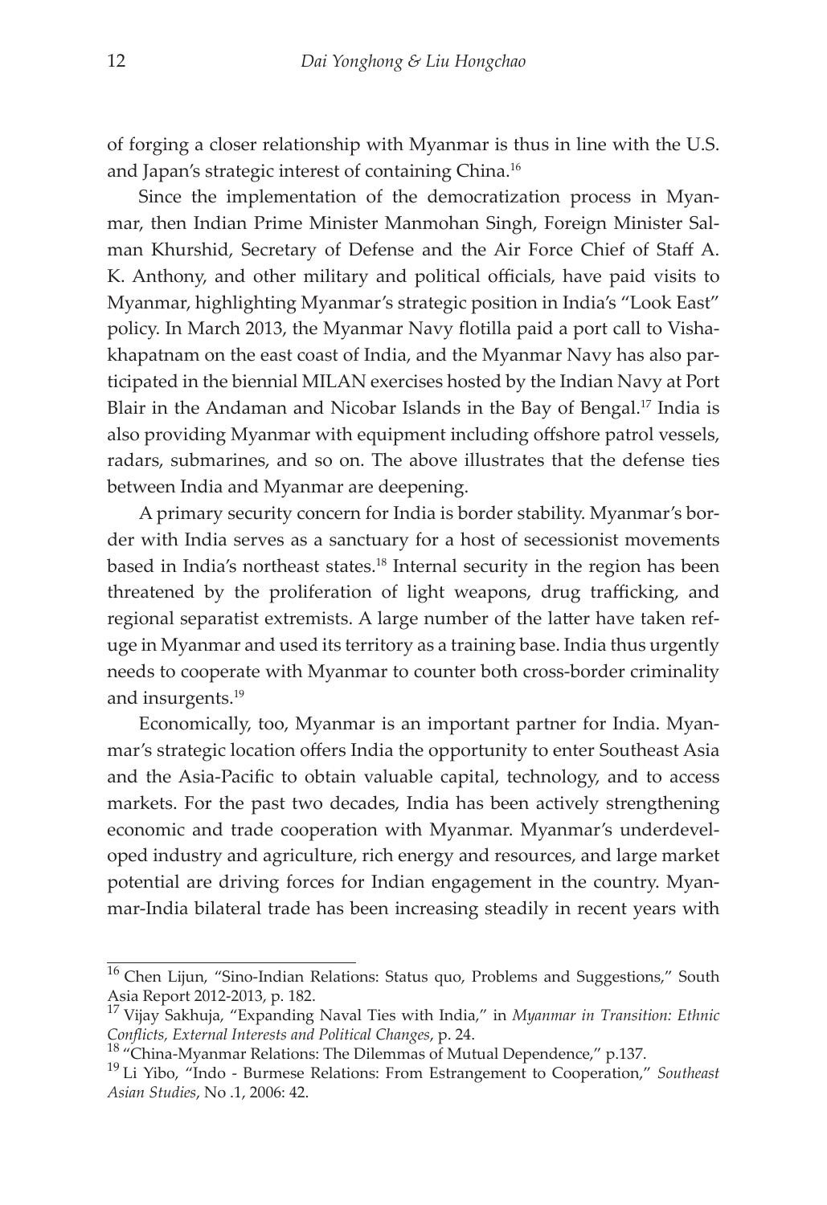of forging a closer relationship with Myanmar is thus in line with the U.S. and Japan's strategic interest of containing China.[16]

Since the implementation of the democratization process in Myanmar, then Indian Prime Minister Manmohan Singh, Foreign Minister Salman Khurshid, Secretary of Defense and the Air Force Chief of Staff A. K. Anthony, and other military and political officials, have paid visits to Myanmar, highlighting Myanmar's strategic position in India's "Look East" policy. In March 2013, the Myanmar Navy flotilla paid a port call to Vishakhapatnam on the east coast of India, and the Myanmar Navy has also participated in the biennial MILAN exercises hosted by the Indian Navy at Port Blair in the Andaman and Nicobar Islands in the Bay of Bengal.[17] India is also providing Myanmar with equipment including offshore patrol vessels, radars, submarines, and so on. The above illustrates that the defense ties between India and Myanmar are deepening.

A primary security concern for India is border stability. Myanmar's border with India serves as a sanctuary for a host of secessionist movements based in India's northeast states.[18] Internal security in the region has been threatened by the proliferation of light weapons, drug trafficking, and regional separatist extremists. A large number of the latter have taken refuge in Myanmar and used its territory as a training base. India thus urgently needs to cooperate with Myanmar to counter both cross-border criminality and insurgents.[19]

Economically, too, Myanmar is an important partner for India. Myanmar's strategic location offers India the opportunity to enter Southeast Asia and the Asia-Pacific to obtain valuable capital, technology, and to access markets. For the past two decades, India has been actively strengthening economic and trade cooperation with Myanmar. Myanmar's underdeveloped industry and agriculture, rich energy and resources, and large market potential are driving forces for Indian engagement in the country. Myanmar-India bilateral trade has been increasing steadily in recent years with

---

[16] Chen Lijun, "Sino-Indian Relations: Status quo, Problems and Suggestions," South Asia Report 2012-2013, p. 182.

[17] Vijay Sakhuja, "Expanding Naval Ties with India," in *Myanmar in Transition: Ethnic Conflicts, External Interests and Political Changes*, p. 24.

[18] "China-Myanmar Relations: The Dilemmas of Mutual Dependence," p.137.

[19] Li Yibo, "Indo - Burmese Relations: From Estrangement to Cooperation," *Southeast Asian Studies*, No .1, 2006: 42.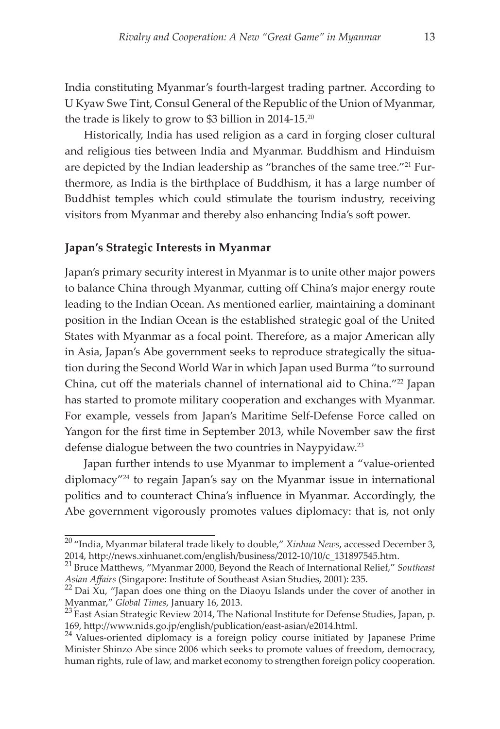India constituting Myanmar's fourth-largest trading partner. According to U Kyaw Swe Tint, Consul General of the Republic of the Union of Myanmar, the trade is likely to grow to $3 billion in 2014-15.[20]

Historically, India has used religion as a card in forging closer cultural and religious ties between India and Myanmar. Buddhism and Hinduism are depicted by the Indian leadership as "branches of the same tree."[21] Furthermore, as India is the birthplace of Buddhism, it has a large number of Buddhist temples which could stimulate the tourism industry, receiving visitors from Myanmar and thereby also enhancing India's soft power.

**Japan's Strategic Interests in Myanmar**

Japan's primary security interest in Myanmar is to unite other major powers to balance China through Myanmar, cutting off China's major energy route leading to the Indian Ocean. As mentioned earlier, maintaining a dominant position in the Indian Ocean is the established strategic goal of the United States with Myanmar as a focal point. Therefore, as a major American ally in Asia, Japan's Abe government seeks to reproduce strategically the situation during the Second World War in which Japan used Burma "to surround China, cut off the materials channel of international aid to China."[22] Japan has started to promote military cooperation and exchanges with Myanmar. For example, vessels from Japan's Maritime Self-Defense Force called on Yangon for the first time in September 2013, while November saw the first defense dialogue between the two countries in Naypyidaw.[23]

Japan further intends to use Myanmar to implement a "value-oriented diplomacy"[24] to regain Japan's say on the Myanmar issue in international politics and to counteract China's influence in Myanmar. Accordingly, the Abe government vigorously promotes values diplomacy: that is, not only

---

[20] "India, Myanmar bilateral trade likely to double," *Xinhua News*, accessed December 3, 2014, http://news.xinhuanet.com/english/business/2012-10/10/c_131897545.htm.

[21] Bruce Matthews, "Myanmar 2000, Beyond the Reach of International Relief," *Southeast Asian Affairs* (Singapore: Institute of Southeast Asian Studies, 2001): 235.

[22] Dai Xu, "Japan does one thing on the Diaoyu Islands under the cover of another in Myanmar," *Global Times*, January 16, 2013.

[23] East Asian Strategic Review 2014, The National Institute for Defense Studies, Japan, p. 169, http://www.nids.go.jp/english/publication/east-asian/e2014.html.

[24] Values-oriented diplomacy is a foreign policy course initiated by Japanese Prime Minister Shinzo Abe since 2006 which seeks to promote values of freedom, democracy, human rights, rule of law, and market economy to strengthen foreign policy cooperation.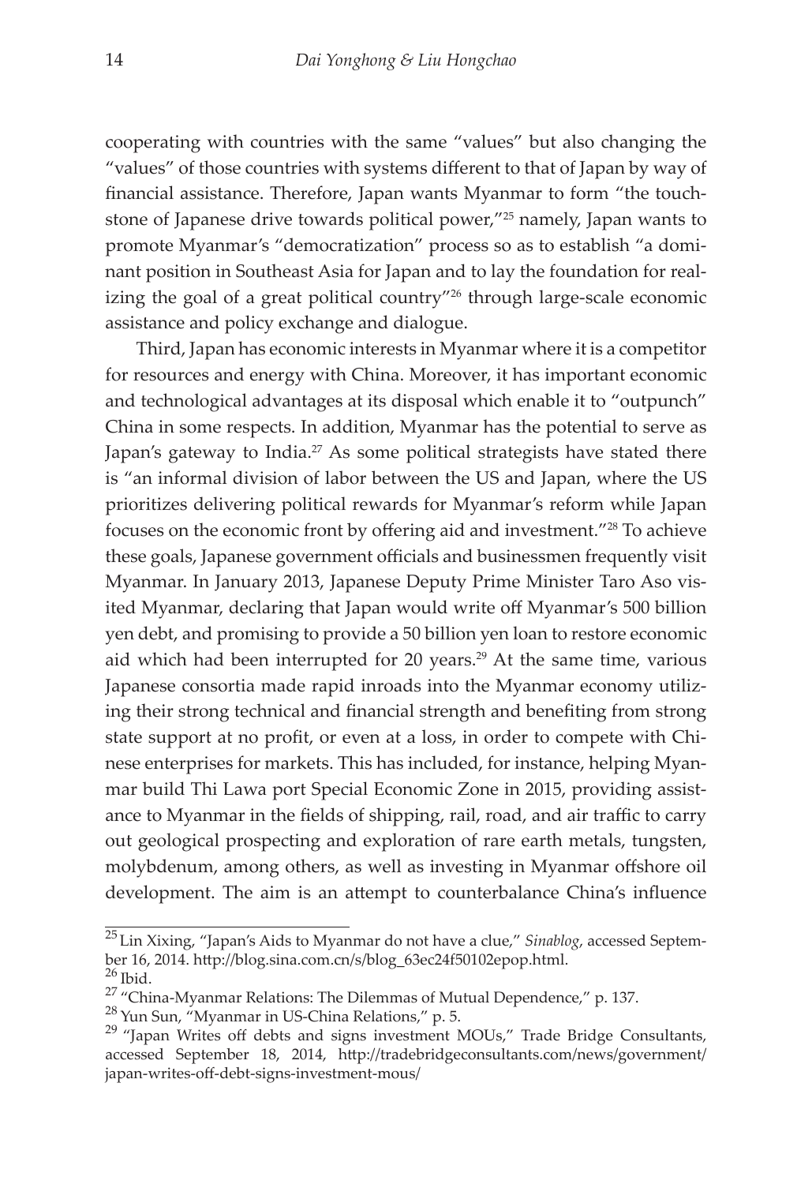cooperating with countries with the same "values" but also changing the "values" of those countries with systems different to that of Japan by way of financial assistance. Therefore, Japan wants Myanmar to form "the touchstone of Japanese drive towards political power,"[25] namely, Japan wants to promote Myanmar's "democratization" process so as to establish "a dominant position in Southeast Asia for Japan and to lay the foundation for realizing the goal of a great political country"[26] through large-scale economic assistance and policy exchange and dialogue.

Third, Japan has economic interests in Myanmar where it is a competitor for resources and energy with China. Moreover, it has important economic and technological advantages at its disposal which enable it to "outpunch" China in some respects. In addition, Myanmar has the potential to serve as Japan's gateway to India.[27] As some political strategists have stated there is "an informal division of labor between the US and Japan, where the US prioritizes delivering political rewards for Myanmar's reform while Japan focuses on the economic front by offering aid and investment."[28] To achieve these goals, Japanese government officials and businessmen frequently visit Myanmar. In January 2013, Japanese Deputy Prime Minister Taro Aso visited Myanmar, declaring that Japan would write off Myanmar's 500 billion yen debt, and promising to provide a 50 billion yen loan to restore economic aid which had been interrupted for 20 years.[29] At the same time, various Japanese consortia made rapid inroads into the Myanmar economy utilizing their strong technical and financial strength and benefiting from strong state support at no profit, or even at a loss, in order to compete with Chinese enterprises for markets. This has included, for instance, helping Myanmar build Thi Lawa port Special Economic Zone in 2015, providing assistance to Myanmar in the fields of shipping, rail, road, and air traffic to carry out geological prospecting and exploration of rare earth metals, tungsten, molybdenum, among others, as well as investing in Myanmar offshore oil development. The aim is an attempt to counterbalance China's influence

---

[25] Lin Xixing, "Japan's Aids to Myanmar do not have a clue," *Sinablog*, accessed September 16, 2014. http://blog.sina.com.cn/s/blog_63ec24f50102epop.html.

[26] Ibid.

[27] "China-Myanmar Relations: The Dilemmas of Mutual Dependence," p. 137.

[28] Yun Sun, "Myanmar in US-China Relations," p. 5.

[29] "Japan Writes off debts and signs investment MOUs," Trade Bridge Consultants, accessed September 18, 2014, http://tradebridgeconsultants.com/news/government/japan-writes-off-debt-signs-investment-mous/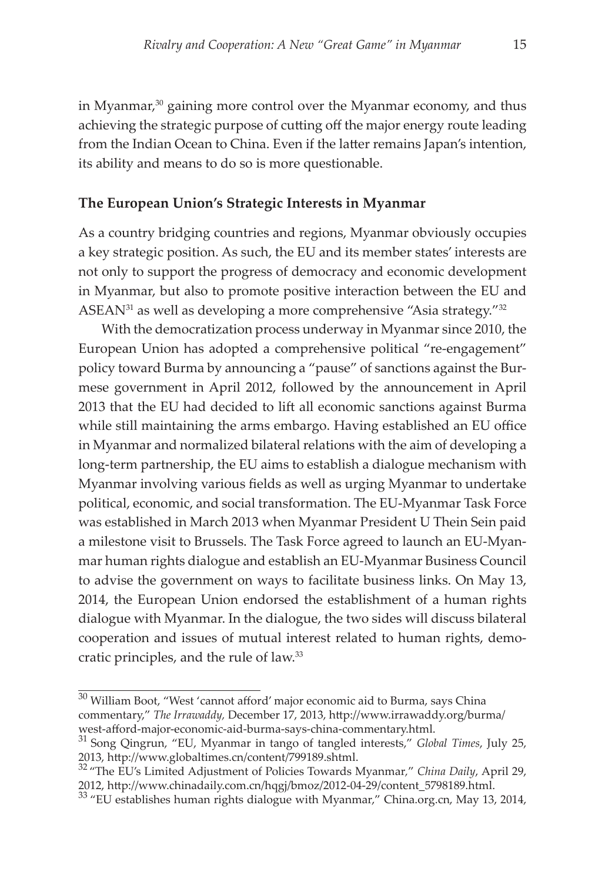in Myanmar,[30] gaining more control over the Myanmar economy, and thus achieving the strategic purpose of cutting off the major energy route leading from the Indian Ocean to China. Even if the latter remains Japan's intention, its ability and means to do so is more questionable.

**The European Union's Strategic Interests in Myanmar**

As a country bridging countries and regions, Myanmar obviously occupies a key strategic position. As such, the EU and its member states' interests are not only to support the progress of democracy and economic development in Myanmar, but also to promote positive interaction between the EU and ASEAN[31] as well as developing a more comprehensive "Asia strategy."[32]

With the democratization process underway in Myanmar since 2010, the European Union has adopted a comprehensive political "re-engagement" policy toward Burma by announcing a "pause" of sanctions against the Burmese government in April 2012, followed by the announcement in April 2013 that the EU had decided to lift all economic sanctions against Burma while still maintaining the arms embargo. Having established an EU office in Myanmar and normalized bilateral relations with the aim of developing a long-term partnership, the EU aims to establish a dialogue mechanism with Myanmar involving various fields as well as urging Myanmar to undertake political, economic, and social transformation. The EU-Myanmar Task Force was established in March 2013 when Myanmar President U Thein Sein paid a milestone visit to Brussels. The Task Force agreed to launch an EU-Myanmar human rights dialogue and establish an EU-Myanmar Business Council to advise the government on ways to facilitate business links. On May 13, 2014, the European Union endorsed the establishment of a human rights dialogue with Myanmar. In the dialogue, the two sides will discuss bilateral cooperation and issues of mutual interest related to human rights, democratic principles, and the rule of law.[33]

---

[30] William Boot, "West 'cannot afford' major economic aid to Burma, says China commentary," *The Irrawaddy,* December 17, 2013, http://www.irrawaddy.org/burma/west-afford-major-economic-aid-burma-says-china-commentary.html.

[31] Song Qingrun, "EU, Myanmar in tango of tangled interests," *Global Times*, July 25, 2013, http://www.globaltimes.cn/content/799189.shtml.

[32] "The EU's Limited Adjustment of Policies Towards Myanmar," *China Daily*, April 29, 2012, http://www.chinadaily.com.cn/hqgj/bmoz/2012-04-29/content_5798189.html.

[33] "EU establishes human rights dialogue with Myanmar," China.org.cn, May 13, 2014,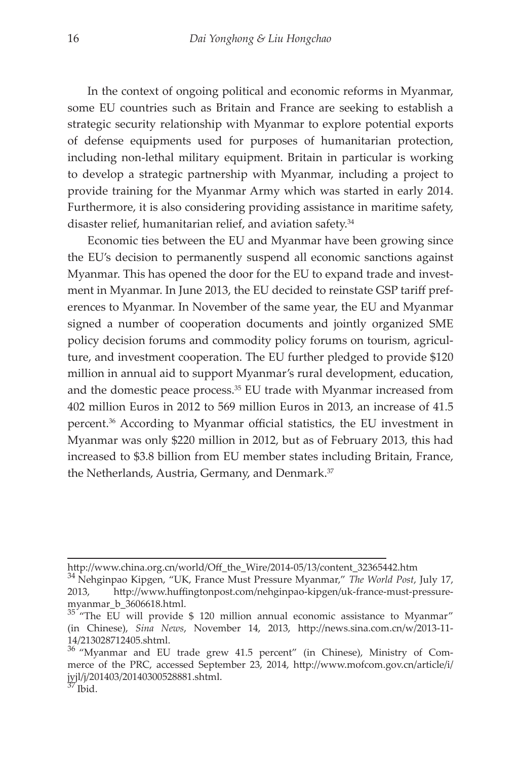In the context of ongoing political and economic reforms in Myanmar, some EU countries such as Britain and France are seeking to establish a strategic security relationship with Myanmar to explore potential exports of defense equipments used for purposes of humanitarian protection, including non-lethal military equipment. Britain in particular is working to develop a strategic partnership with Myanmar, including a project to provide training for the Myanmar Army which was started in early 2014. Furthermore, it is also considering providing assistance in maritime safety, disaster relief, humanitarian relief, and aviation safety.[34]

Economic ties between the EU and Myanmar have been growing since the EU's decision to permanently suspend all economic sanctions against Myanmar. This has opened the door for the EU to expand trade and investment in Myanmar. In June 2013, the EU decided to reinstate GSP tariff preferences to Myanmar. In November of the same year, the EU and Myanmar signed a number of cooperation documents and jointly organized SME policy decision forums and commodity policy forums on tourism, agriculture, and investment cooperation. The EU further pledged to provide $120 million in annual aid to support Myanmar's rural development, education, and the domestic peace process.[35] EU trade with Myanmar increased from 402 million Euros in 2012 to 569 million Euros in 2013, an increase of 41.5 percent.[36] According to Myanmar official statistics, the EU investment in Myanmar was only $220 million in 2012, but as of February 2013, this had increased to $3.8 billion from EU member states including Britain, France, the Netherlands, Austria, Germany, and Denmark.[37]

---

http://www.china.org.cn/world/Off_the_Wire/2014-05/13/content_32365442.htm

[34] Nehginpao Kipgen, "UK, France Must Pressure Myanmar," *The World Post*, July 17, 2013, http://www.huffingtonpost.com/nehginpao-kipgen/uk-france-must-pressure-myanmar_b_3606618.html.

[35] "The EU will provide $ 120 million annual economic assistance to Myanmar" (in Chinese), *Sina News*, November 14, 2013, http://news.sina.com.cn/w/2013-11-14/213028712405.shtml.

[36] "Myanmar and EU trade grew 41.5 percent" (in Chinese), Ministry of Commerce of the PRC, accessed September 23, 2014, http://www.mofcom.gov.cn/article/i/jyjl/j/201403/20140300528881.shtml.

[37] Ibid.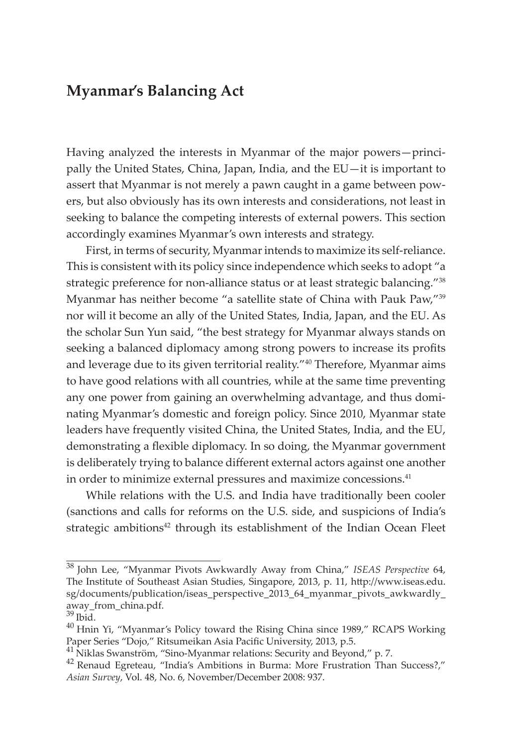## Myanmar's Balancing Act

Having analyzed the interests in Myanmar of the major powers—principally the United States, China, Japan, India, and the EU—it is important to assert that Myanmar is not merely a pawn caught in a game between powers, but also obviously has its own interests and considerations, not least in seeking to balance the competing interests of external powers. This section accordingly examines Myanmar's own interests and strategy.

First, in terms of security, Myanmar intends to maximize its self-reliance. This is consistent with its policy since independence which seeks to adopt "a strategic preference for non-alliance status or at least strategic balancing."[38] Myanmar has neither become "a satellite state of China with Pauk Paw,"[39] nor will it become an ally of the United States, India, Japan, and the EU. As the scholar Sun Yun said, "the best strategy for Myanmar always stands on seeking a balanced diplomacy among strong powers to increase its profits and leverage due to its given territorial reality."[40] Therefore, Myanmar aims to have good relations with all countries, while at the same time preventing any one power from gaining an overwhelming advantage, and thus dominating Myanmar's domestic and foreign policy. Since 2010, Myanmar state leaders have frequently visited China, the United States, India, and the EU, demonstrating a flexible diplomacy. In so doing, the Myanmar government is deliberately trying to balance different external actors against one another in order to minimize external pressures and maximize concessions.[41]

While relations with the U.S. and India have traditionally been cooler (sanctions and calls for reforms on the U.S. side, and suspicions of India's strategic ambitions[42] through its establishment of the Indian Ocean Fleet

---

[38] John Lee, "Myanmar Pivots Awkwardly Away from China," *ISEAS Perspective* 64, The Institute of Southeast Asian Studies, Singapore, 2013, p. 11, http://www.iseas.edu.sg/documents/publication/iseas_perspective_2013_64_myanmar_pivots_awkwardly_away_from_china.pdf.

[39] Ibid.

[40] Hnin Yi, "Myanmar's Policy toward the Rising China since 1989," RCAPS Working Paper Series "Dojo," Ritsumeikan Asia Pacific University, 2013, p.5.

[41] Niklas Swanström, "Sino-Myanmar relations: Security and Beyond," p. 7.

[42] Renaud Egreteau, "India's Ambitions in Burma: More Frustration Than Success?," *Asian Survey*, Vol. 48, No. 6, November/December 2008: 937.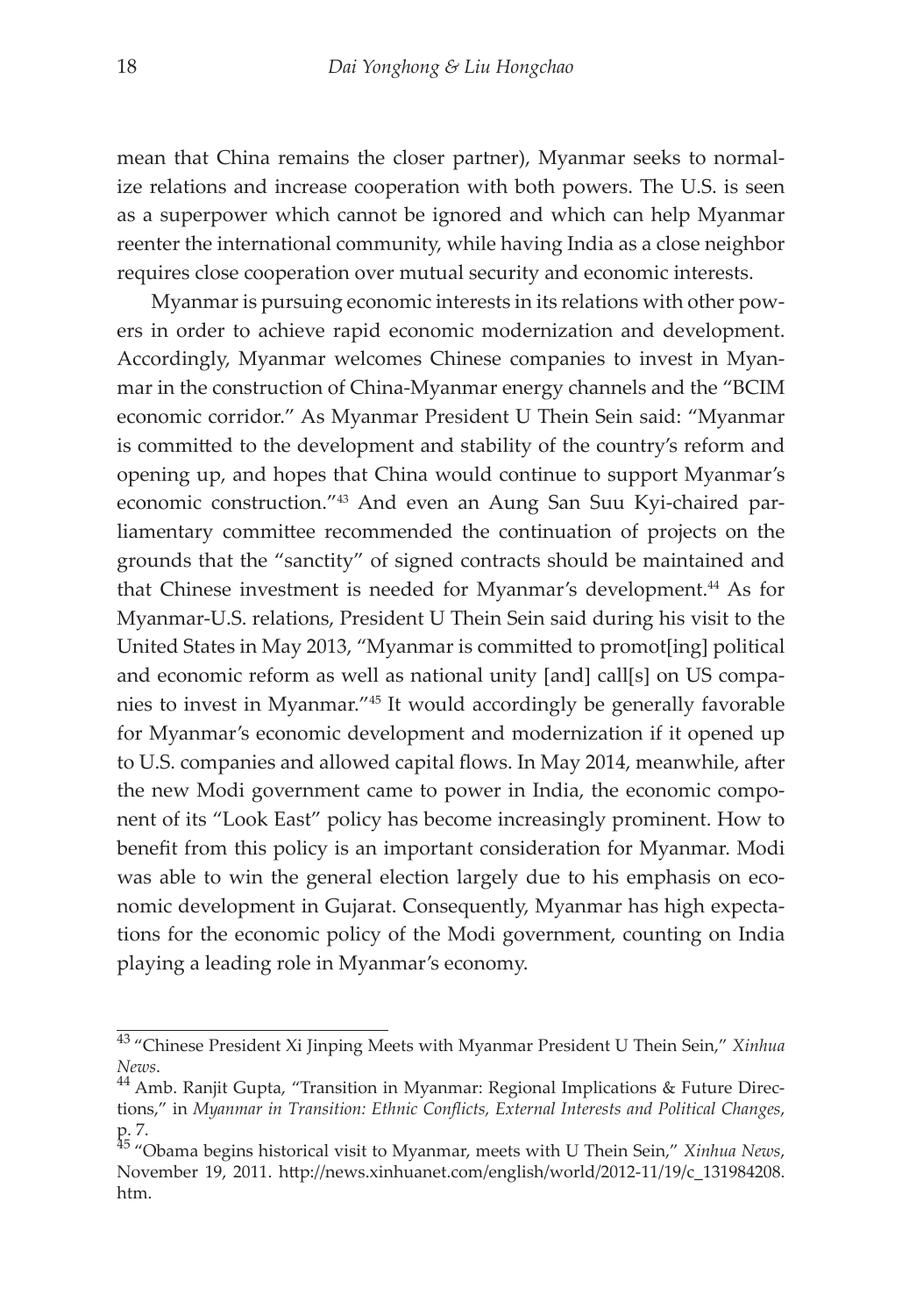mean that China remains the closer partner), Myanmar seeks to normalize relations and increase cooperation with both powers. The U.S. is seen as a superpower which cannot be ignored and which can help Myanmar reenter the international community, while having India as a close neighbor requires close cooperation over mutual security and economic interests.

Myanmar is pursuing economic interests in its relations with other powers in order to achieve rapid economic modernization and development. Accordingly, Myanmar welcomes Chinese companies to invest in Myanmar in the construction of China-Myanmar energy channels and the "BCIM economic corridor." As Myanmar President U Thein Sein said: "Myanmar is committed to the development and stability of the country's reform and opening up, and hopes that China would continue to support Myanmar's economic construction."[43] And even an Aung San Suu Kyi-chaired parliamentary committee recommended the continuation of projects on the grounds that the "sanctity" of signed contracts should be maintained and that Chinese investment is needed for Myanmar's development.[44] As for Myanmar-U.S. relations, President U Thein Sein said during his visit to the United States in May 2013, "Myanmar is committed to promot[ing] political and economic reform as well as national unity [and] call[s] on US companies to invest in Myanmar."[45] It would accordingly be generally favorable for Myanmar's economic development and modernization if it opened up to U.S. companies and allowed capital flows. In May 2014, meanwhile, after the new Modi government came to power in India, the economic component of its "Look East" policy has become increasingly prominent. How to benefit from this policy is an important consideration for Myanmar. Modi was able to win the general election largely due to his emphasis on economic development in Gujarat. Consequently, Myanmar has high expectations for the economic policy of the Modi government, counting on India playing a leading role in Myanmar's economy.

---

[43] "Chinese President Xi Jinping Meets with Myanmar President U Thein Sein," *Xinhua News*.

[44] Amb. Ranjit Gupta, "Transition in Myanmar: Regional Implications & Future Directions," in *Myanmar in Transition: Ethnic Conflicts, External Interests and Political Changes*, p. 7.

[45] "Obama begins historical visit to Myanmar, meets with U Thein Sein," *Xinhua News*, November 19, 2011. http://news.xinhuanet.com/english/world/2012-11/19/c_131984208.htm.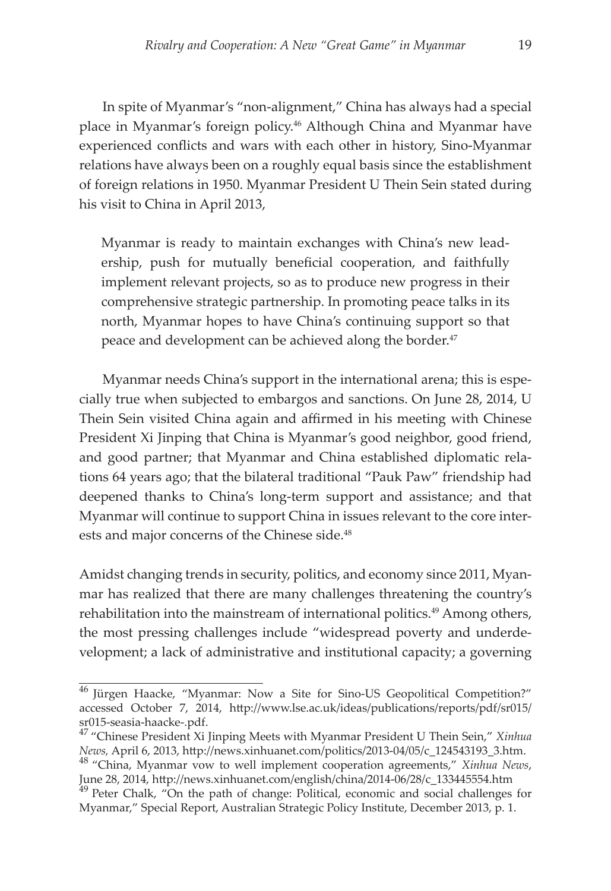In spite of Myanmar's "non-alignment," China has always had a special place in Myanmar's foreign policy.[46] Although China and Myanmar have experienced conflicts and wars with each other in history, Sino-Myanmar relations have always been on a roughly equal basis since the establishment of foreign relations in 1950. Myanmar President U Thein Sein stated during his visit to China in April 2013,

> Myanmar is ready to maintain exchanges with China's new leadership, push for mutually beneficial cooperation, and faithfully implement relevant projects, so as to produce new progress in their comprehensive strategic partnership. In promoting peace talks in its north, Myanmar hopes to have China's continuing support so that peace and development can be achieved along the border.[47]

Myanmar needs China's support in the international arena; this is especially true when subjected to embargos and sanctions. On June 28, 2014, U Thein Sein visited China again and affirmed in his meeting with Chinese President Xi Jinping that China is Myanmar's good neighbor, good friend, and good partner; that Myanmar and China established diplomatic relations 64 years ago; that the bilateral traditional "Pauk Paw" friendship had deepened thanks to China's long-term support and assistance; and that Myanmar will continue to support China in issues relevant to the core interests and major concerns of the Chinese side.[48]

Amidst changing trends in security, politics, and economy since 2011, Myanmar has realized that there are many challenges threatening the country's rehabilitation into the mainstream of international politics.[49] Among others, the most pressing challenges include "widespread poverty and underdevelopment; a lack of administrative and institutional capacity; a governing

---

[46] Jürgen Haacke, "Myanmar: Now a Site for Sino-US Geopolitical Competition?" accessed October 7, 2014, http://www.lse.ac.uk/ideas/publications/reports/pdf/sr015/sr015-seasia-haacke-.pdf.

[47] "Chinese President Xi Jinping Meets with Myanmar President U Thein Sein," *Xinhua News*, April 6, 2013, http://news.xinhuanet.com/politics/2013-04/05/c_124543193_3.htm.

[48] "China, Myanmar vow to well implement cooperation agreements," *Xinhua News*, June 28, 2014, http://news.xinhuanet.com/english/china/2014-06/28/c_133445554.htm

[49] Peter Chalk, "On the path of change: Political, economic and social challenges for Myanmar," Special Report, Australian Strategic Policy Institute, December 2013, p. 1.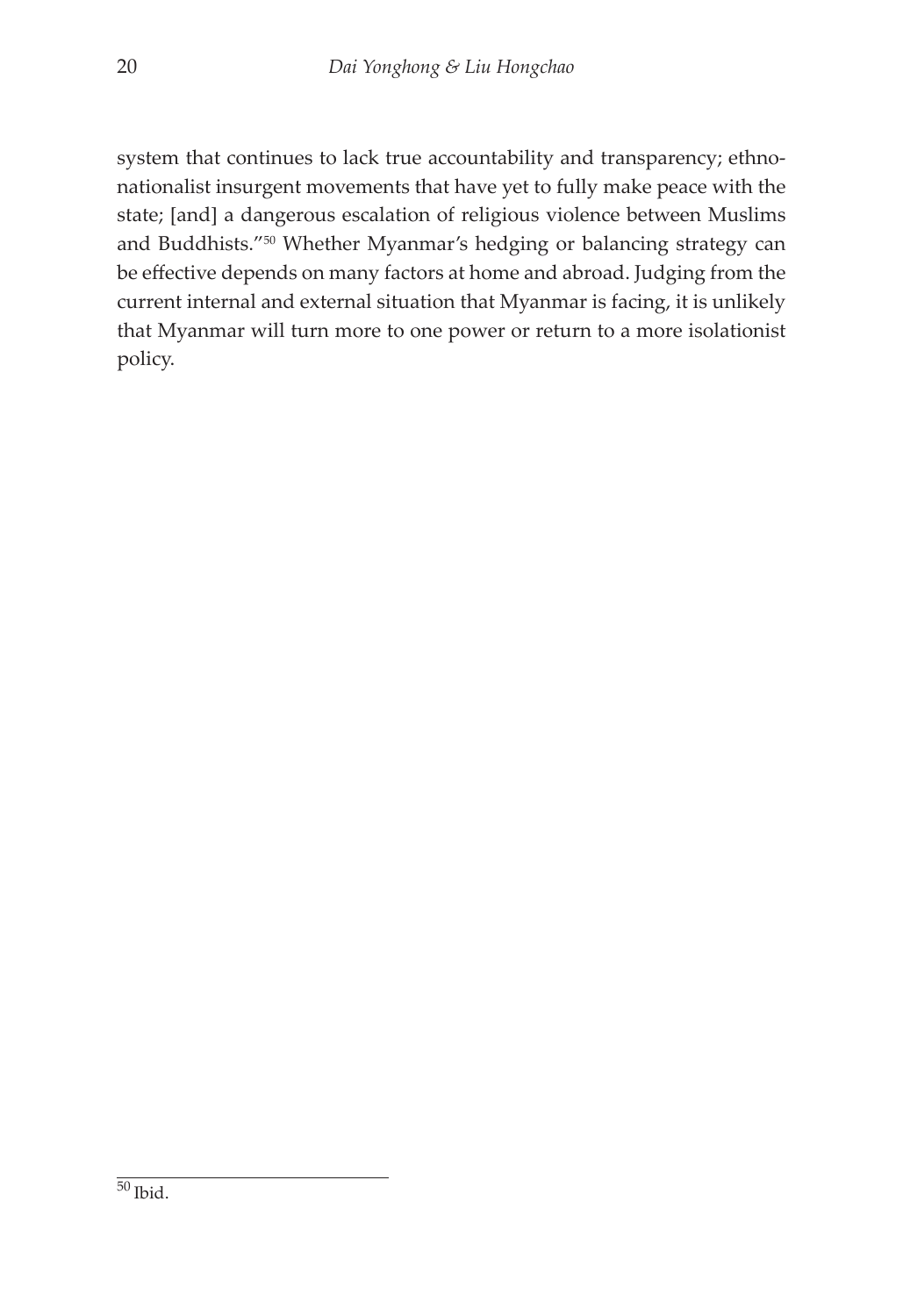system that continues to lack true accountability and transparency; ethno-nationalist insurgent movements that have yet to fully make peace with the state; [and] a dangerous escalation of religious violence between Muslims and Buddhists."[50] Whether Myanmar's hedging or balancing strategy can be effective depends on many factors at home and abroad. Judging from the current internal and external situation that Myanmar is facing, it is unlikely that Myanmar will turn more to one power or return to a more isolationist policy.

---

[50] Ibid.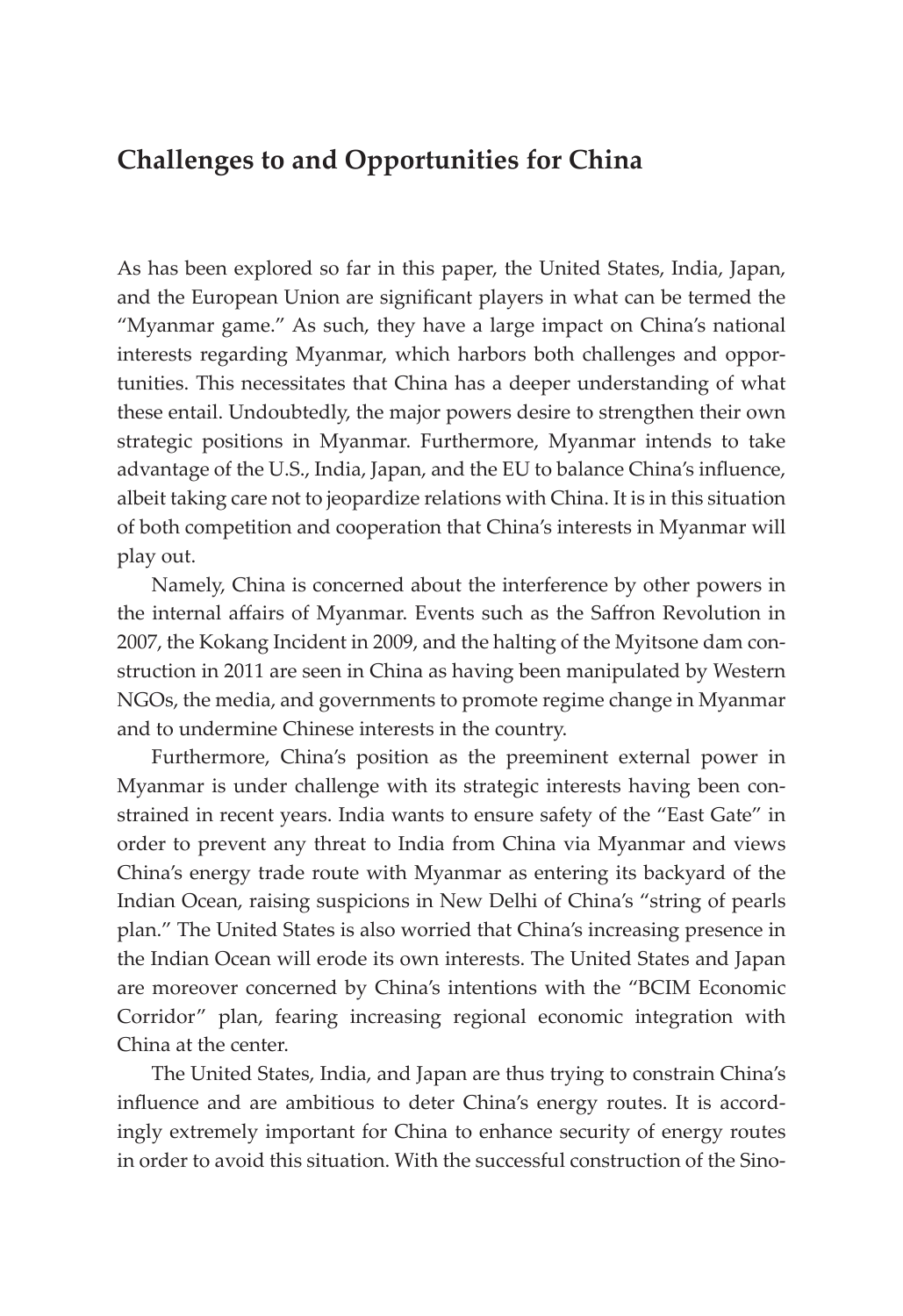## Challenges to and Opportunities for China

As has been explored so far in this paper, the United States, India, Japan, and the European Union are significant players in what can be termed the "Myanmar game." As such, they have a large impact on China's national interests regarding Myanmar, which harbors both challenges and opportunities. This necessitates that China has a deeper understanding of what these entail. Undoubtedly, the major powers desire to strengthen their own strategic positions in Myanmar. Furthermore, Myanmar intends to take advantage of the U.S., India, Japan, and the EU to balance China's influence, albeit taking care not to jeopardize relations with China. It is in this situation of both competition and cooperation that China's interests in Myanmar will play out.

Namely, China is concerned about the interference by other powers in the internal affairs of Myanmar. Events such as the Saffron Revolution in 2007, the Kokang Incident in 2009, and the halting of the Myitsone dam construction in 2011 are seen in China as having been manipulated by Western NGOs, the media, and governments to promote regime change in Myanmar and to undermine Chinese interests in the country.

Furthermore, China's position as the preeminent external power in Myanmar is under challenge with its strategic interests having been constrained in recent years. India wants to ensure safety of the "East Gate" in order to prevent any threat to India from China via Myanmar and views China's energy trade route with Myanmar as entering its backyard of the Indian Ocean, raising suspicions in New Delhi of China's "string of pearls plan." The United States is also worried that China's increasing presence in the Indian Ocean will erode its own interests. The United States and Japan are moreover concerned by China's intentions with the "BCIM Economic Corridor" plan, fearing increasing regional economic integration with China at the center.

The United States, India, and Japan are thus trying to constrain China's influence and are ambitious to deter China's energy routes. It is accordingly extremely important for China to enhance security of energy routes in order to avoid this situation. With the successful construction of the Sino-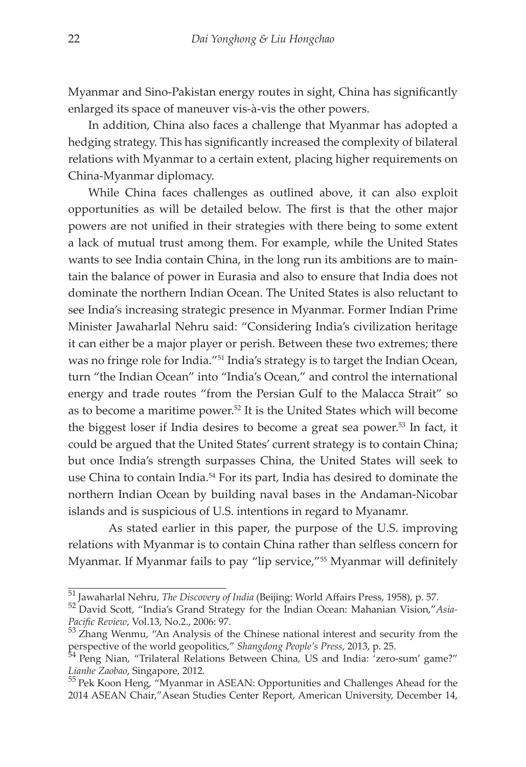Myanmar and Sino-Pakistan energy routes in sight, China has significantly enlarged its space of maneuver vis-à-vis the other powers.

In addition, China also faces a challenge that Myanmar has adopted a hedging strategy. This has significantly increased the complexity of bilateral relations with Myanmar to a certain extent, placing higher requirements on China-Myanmar diplomacy.

While China faces challenges as outlined above, it can also exploit opportunities as will be detailed below. The first is that the other major powers are not unified in their strategies with there being to some extent a lack of mutual trust among them. For example, while the United States wants to see India contain China, in the long run its ambitions are to maintain the balance of power in Eurasia and also to ensure that India does not dominate the northern Indian Ocean. The United States is also reluctant to see India's increasing strategic presence in Myanmar. Former Indian Prime Minister Jawaharlal Nehru said: "Considering India's civilization heritage it can either be a major player or perish. Between these two extremes; there was no fringe role for India."[51] India's strategy is to target the Indian Ocean, turn "the Indian Ocean" into "India's Ocean," and control the international energy and trade routes "from the Persian Gulf to the Malacca Strait" so as to become a maritime power.[52] It is the United States which will become the biggest loser if India desires to become a great sea power.[53] In fact, it could be argued that the United States' current strategy is to contain China; but once India's strength surpasses China, the United States will seek to use China to contain India.[54] For its part, India has desired to dominate the northern Indian Ocean by building naval bases in the Andaman-Nicobar islands and is suspicious of U.S. intentions in regard to Myanamr.

As stated earlier in this paper, the purpose of the U.S. improving relations with Myanmar is to contain China rather than selfless concern for Myanmar. If Myanmar fails to pay "lip service,"[55] Myanmar will definitely

---

[51] Jawaharlal Nehru, *The Discovery of India* (Beijing: World Affairs Press, 1958), p. 57.

[52] David Scott, "India's Grand Strategy for the Indian Ocean: Mahanian Vision,"*Asia-Pacific Review*, Vol.13, No.2., 2006: 97.

[53] Zhang Wenmu, "An Analysis of the Chinese national interest and security from the perspective of the world geopolitics," *Shangdong People's Press*, 2013, p. 25.

[54] Peng Nian, "Trilateral Relations Between China, US and India: 'zero-sum' game?" *Lianhe Zaobao*, Singapore, 2012.

[55] Pek Koon Heng, "Myanmar in ASEAN: Opportunities and Challenges Ahead for the 2014 ASEAN Chair,"Asean Studies Center Report, American University, December 14,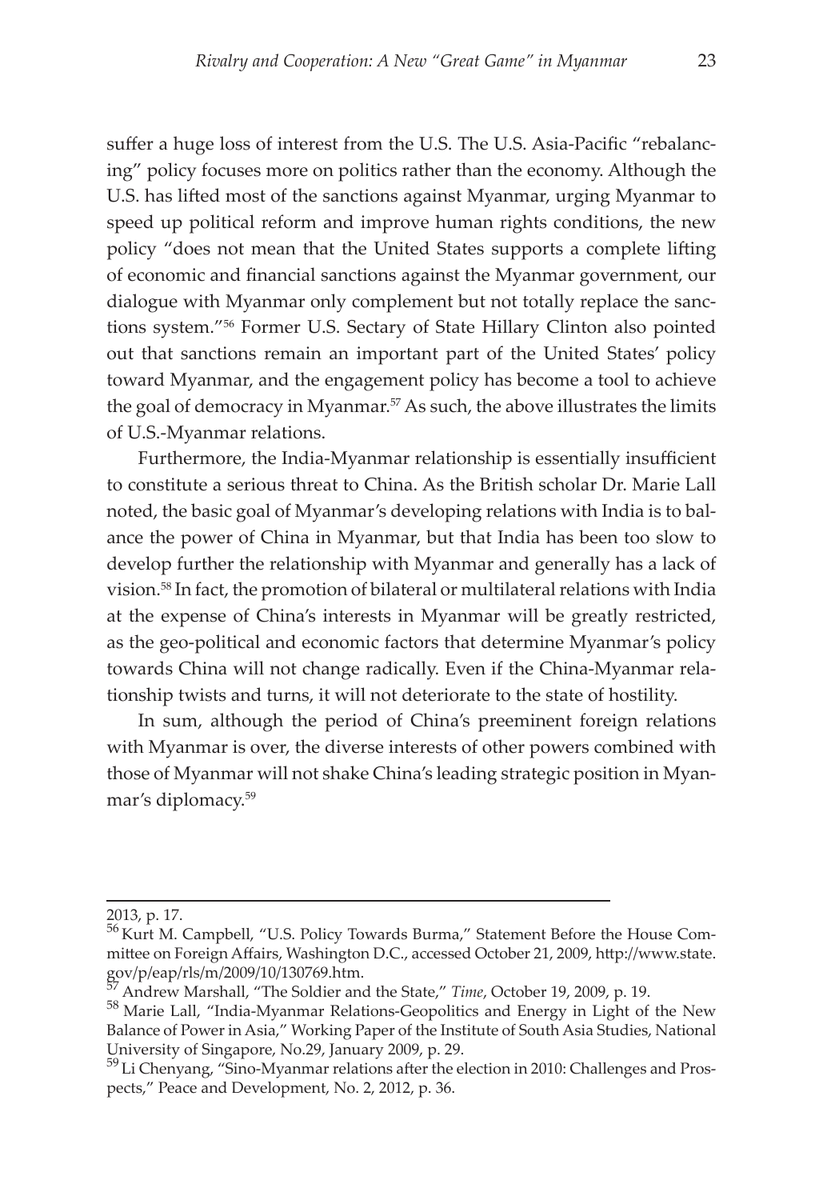suffer a huge loss of interest from the U.S. The U.S. Asia-Pacific "rebalancing" policy focuses more on politics rather than the economy. Although the U.S. has lifted most of the sanctions against Myanmar, urging Myanmar to speed up political reform and improve human rights conditions, the new policy "does not mean that the United States supports a complete lifting of economic and financial sanctions against the Myanmar government, our dialogue with Myanmar only complement but not totally replace the sanctions system."[56] Former U.S. Sectary of State Hillary Clinton also pointed out that sanctions remain an important part of the United States' policy toward Myanmar, and the engagement policy has become a tool to achieve the goal of democracy in Myanmar.[57] As such, the above illustrates the limits of U.S.-Myanmar relations.

Furthermore, the India-Myanmar relationship is essentially insufficient to constitute a serious threat to China. As the British scholar Dr. Marie Lall noted, the basic goal of Myanmar's developing relations with India is to balance the power of China in Myanmar, but that India has been too slow to develop further the relationship with Myanmar and generally has a lack of vision.[58] In fact, the promotion of bilateral or multilateral relations with India at the expense of China's interests in Myanmar will be greatly restricted, as the geo-political and economic factors that determine Myanmar's policy towards China will not change radically. Even if the China-Myanmar relationship twists and turns, it will not deteriorate to the state of hostility.

In sum, although the period of China's preeminent foreign relations with Myanmar is over, the diverse interests of other powers combined with those of Myanmar will not shake China's leading strategic position in Myanmar's diplomacy.[59]

---

2013, p. 17.

[56] Kurt M. Campbell, "U.S. Policy Towards Burma," Statement Before the House Committee on Foreign Affairs, Washington D.C., accessed October 21, 2009, http://www.state.gov/p/eap/rls/m/2009/10/130769.htm.

[57] Andrew Marshall, "The Soldier and the State," *Time*, October 19, 2009, p. 19.

[58] Marie Lall, "India-Myanmar Relations-Geopolitics and Energy in Light of the New Balance of Power in Asia," Working Paper of the Institute of South Asia Studies, National University of Singapore, No.29, January 2009, p. 29.

[59] Li Chenyang, "Sino-Myanmar relations after the election in 2010: Challenges and Prospects," Peace and Development, No. 2, 2012, p. 36.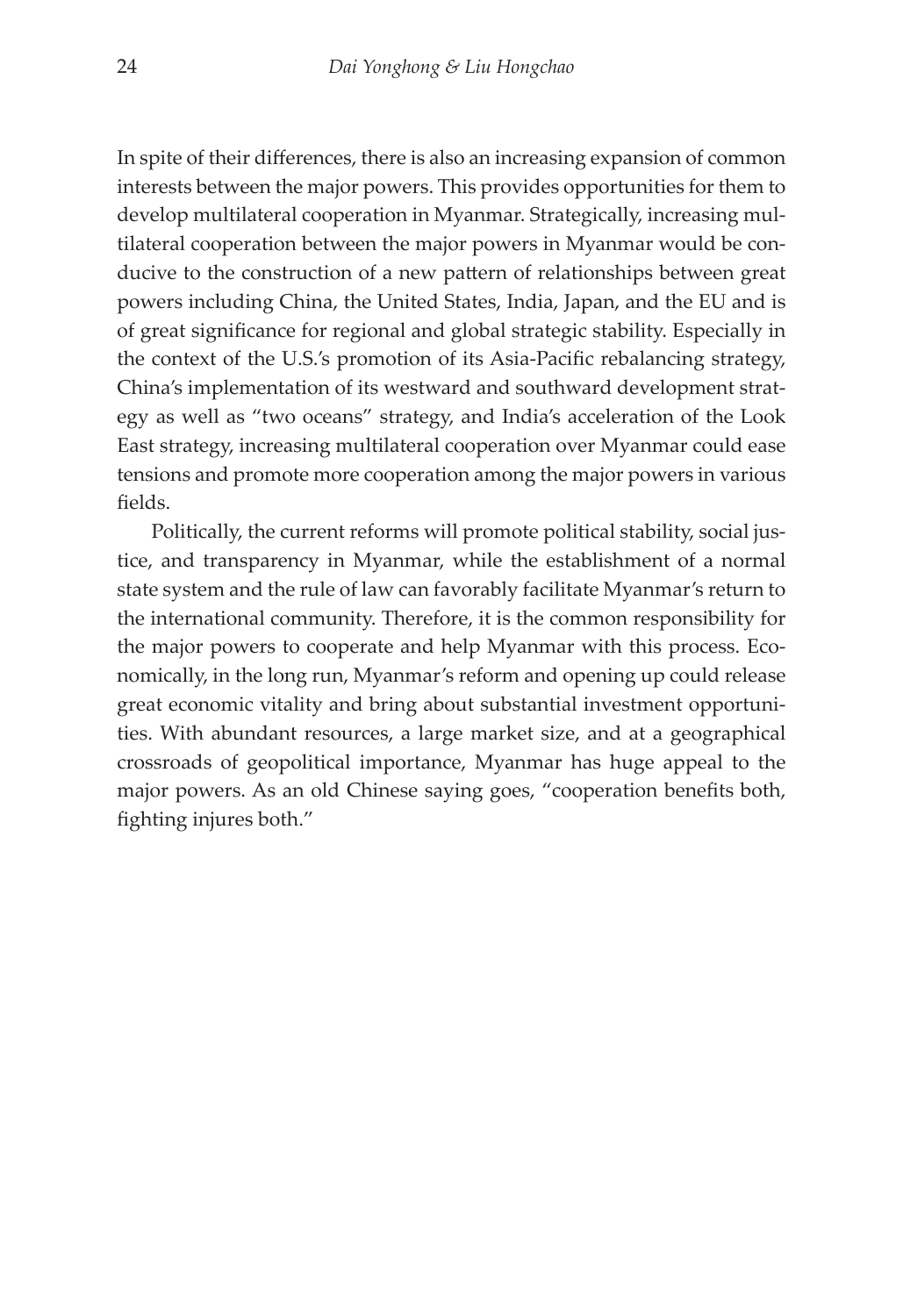In spite of their differences, there is also an increasing expansion of common interests between the major powers. This provides opportunities for them to develop multilateral cooperation in Myanmar. Strategically, increasing multilateral cooperation between the major powers in Myanmar would be conducive to the construction of a new pattern of relationships between great powers including China, the United States, India, Japan, and the EU and is of great significance for regional and global strategic stability. Especially in the context of the U.S.'s promotion of its Asia-Pacific rebalancing strategy, China's implementation of its westward and southward development strategy as well as "two oceans" strategy, and India's acceleration of the Look East strategy, increasing multilateral cooperation over Myanmar could ease tensions and promote more cooperation among the major powers in various fields.

Politically, the current reforms will promote political stability, social justice, and transparency in Myanmar, while the establishment of a normal state system and the rule of law can favorably facilitate Myanmar's return to the international community. Therefore, it is the common responsibility for the major powers to cooperate and help Myanmar with this process. Economically, in the long run, Myanmar's reform and opening up could release great economic vitality and bring about substantial investment opportunities. With abundant resources, a large market size, and at a geographical crossroads of geopolitical importance, Myanmar has huge appeal to the major powers. As an old Chinese saying goes, "cooperation benefits both, fighting injures both."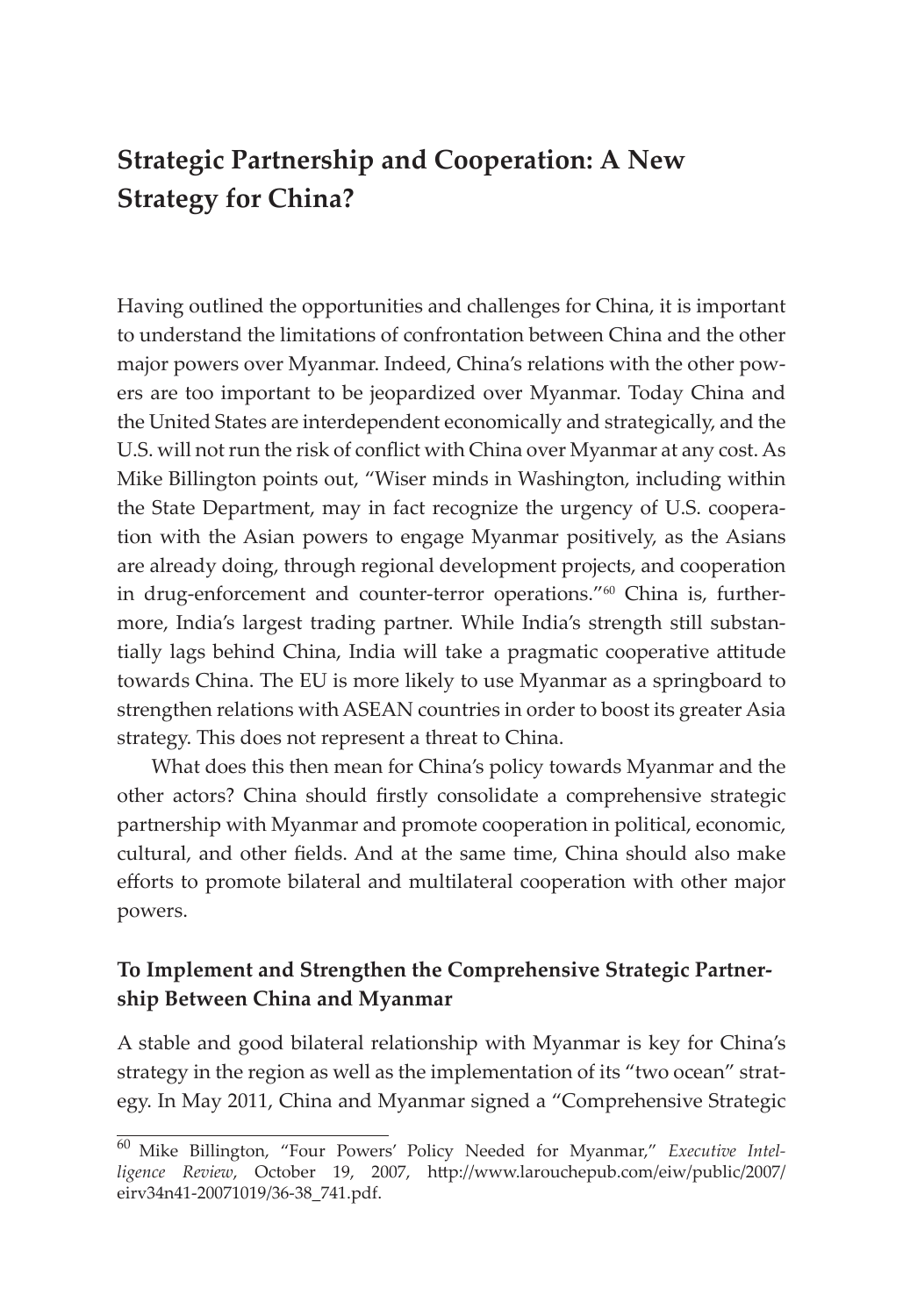## Strategic Partnership and Cooperation: A New Strategy for China?

Having outlined the opportunities and challenges for China, it is important to understand the limitations of confrontation between China and the other major powers over Myanmar. Indeed, China's relations with the other powers are too important to be jeopardized over Myanmar. Today China and the United States are interdependent economically and strategically, and the U.S. will not run the risk of conflict with China over Myanmar at any cost. As Mike Billington points out, "Wiser minds in Washington, including within the State Department, may in fact recognize the urgency of U.S. cooperation with the Asian powers to engage Myanmar positively, as the Asians are already doing, through regional development projects, and cooperation in drug-enforcement and counter-terror operations."[60] China is, furthermore, India's largest trading partner. While India's strength still substantially lags behind China, India will take a pragmatic cooperative attitude towards China. The EU is more likely to use Myanmar as a springboard to strengthen relations with ASEAN countries in order to boost its greater Asia strategy. This does not represent a threat to China.

What does this then mean for China's policy towards Myanmar and the other actors? China should firstly consolidate a comprehensive strategic partnership with Myanmar and promote cooperation in political, economic, cultural, and other fields. And at the same time, China should also make efforts to promote bilateral and multilateral cooperation with other major powers.

### To Implement and Strengthen the Comprehensive Strategic Partnership Between China and Myanmar

A stable and good bilateral relationship with Myanmar is key for China's strategy in the region as well as the implementation of its "two ocean" strategy. In May 2011, China and Myanmar signed a "Comprehensive Strategic

---

[60] Mike Billington, "Four Powers' Policy Needed for Myanmar," *Executive Intelligence Review*, October 19, 2007, http://www.larouchepub.com/eiw/public/2007/eirv34n41-20071019/36-38_741.pdf.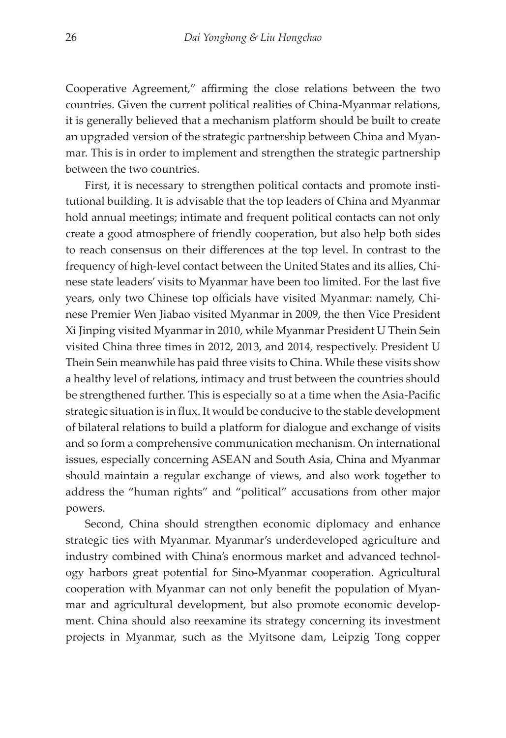Cooperative Agreement," affirming the close relations between the two countries. Given the current political realities of China-Myanmar relations, it is generally believed that a mechanism platform should be built to create an upgraded version of the strategic partnership between China and Myanmar. This is in order to implement and strengthen the strategic partnership between the two countries.

First, it is necessary to strengthen political contacts and promote institutional building. It is advisable that the top leaders of China and Myanmar hold annual meetings; intimate and frequent political contacts can not only create a good atmosphere of friendly cooperation, but also help both sides to reach consensus on their differences at the top level. In contrast to the frequency of high-level contact between the United States and its allies, Chinese state leaders' visits to Myanmar have been too limited. For the last five years, only two Chinese top officials have visited Myanmar: namely, Chinese Premier Wen Jiabao visited Myanmar in 2009, the then Vice President Xi Jinping visited Myanmar in 2010, while Myanmar President U Thein Sein visited China three times in 2012, 2013, and 2014, respectively. President U Thein Sein meanwhile has paid three visits to China. While these visits show a healthy level of relations, intimacy and trust between the countries should be strengthened further. This is especially so at a time when the Asia-Pacific strategic situation is in flux. It would be conducive to the stable development of bilateral relations to build a platform for dialogue and exchange of visits and so form a comprehensive communication mechanism. On international issues, especially concerning ASEAN and South Asia, China and Myanmar should maintain a regular exchange of views, and also work together to address the "human rights" and "political" accusations from other major powers.

Second, China should strengthen economic diplomacy and enhance strategic ties with Myanmar. Myanmar's underdeveloped agriculture and industry combined with China's enormous market and advanced technology harbors great potential for Sino-Myanmar cooperation. Agricultural cooperation with Myanmar can not only benefit the population of Myanmar and agricultural development, but also promote economic development. China should also reexamine its strategy concerning its investment projects in Myanmar, such as the Myitsone dam, Leipzig Tong copper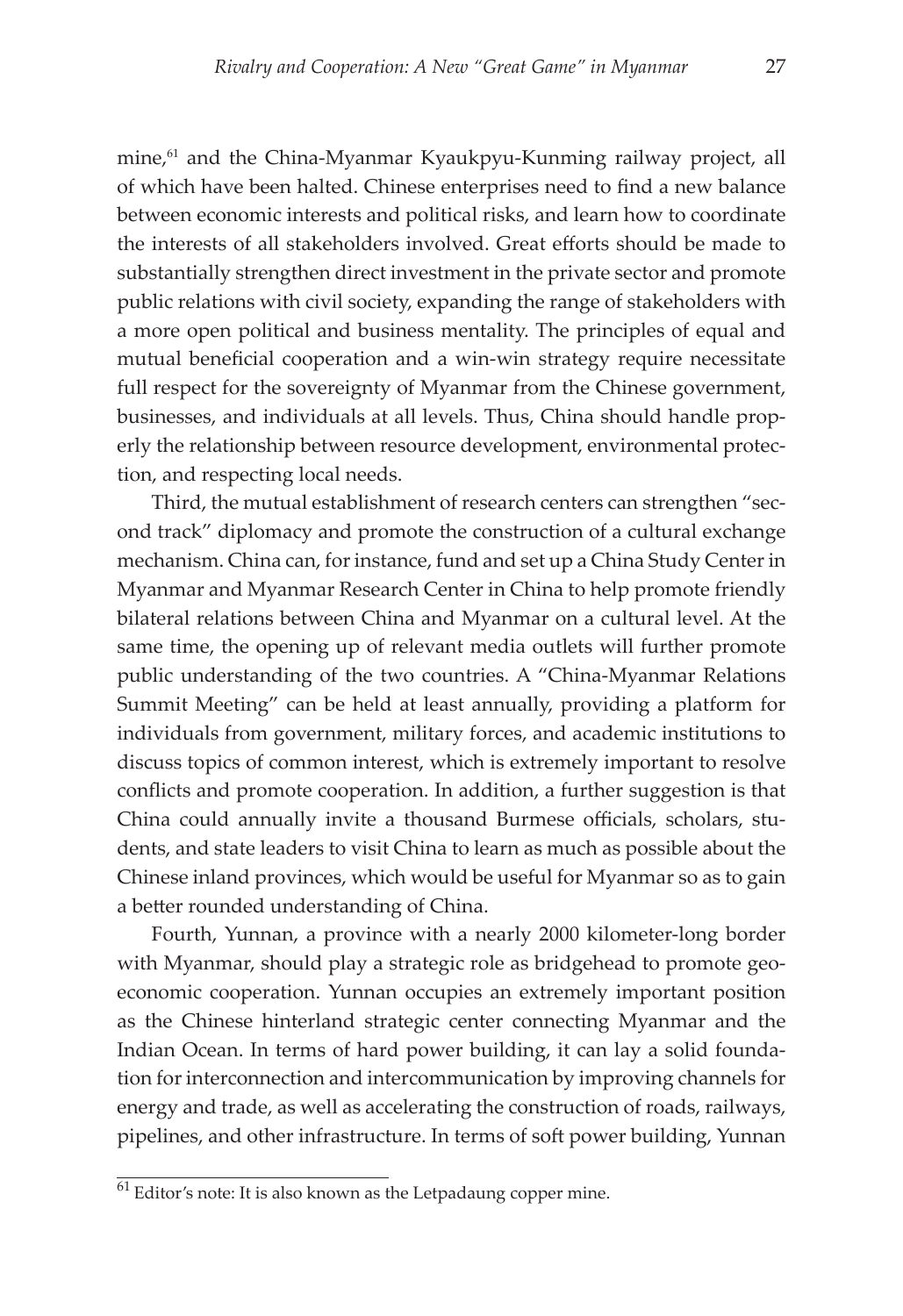mine,[61] and the China-Myanmar Kyaukpyu-Kunming railway project, all of which have been halted. Chinese enterprises need to find a new balance between economic interests and political risks, and learn how to coordinate the interests of all stakeholders involved. Great efforts should be made to substantially strengthen direct investment in the private sector and promote public relations with civil society, expanding the range of stakeholders with a more open political and business mentality. The principles of equal and mutual beneficial cooperation and a win-win strategy require necessitate full respect for the sovereignty of Myanmar from the Chinese government, businesses, and individuals at all levels. Thus, China should handle properly the relationship between resource development, environmental protection, and respecting local needs.

Third, the mutual establishment of research centers can strengthen "second track" diplomacy and promote the construction of a cultural exchange mechanism. China can, for instance, fund and set up a China Study Center in Myanmar and Myanmar Research Center in China to help promote friendly bilateral relations between China and Myanmar on a cultural level. At the same time, the opening up of relevant media outlets will further promote public understanding of the two countries. A "China-Myanmar Relations Summit Meeting" can be held at least annually, providing a platform for individuals from government, military forces, and academic institutions to discuss topics of common interest, which is extremely important to resolve conflicts and promote cooperation. In addition, a further suggestion is that China could annually invite a thousand Burmese officials, scholars, students, and state leaders to visit China to learn as much as possible about the Chinese inland provinces, which would be useful for Myanmar so as to gain a better rounded understanding of China.

Fourth, Yunnan, a province with a nearly 2000 kilometer-long border with Myanmar, should play a strategic role as bridgehead to promote geo-economic cooperation. Yunnan occupies an extremely important position as the Chinese hinterland strategic center connecting Myanmar and the Indian Ocean. In terms of hard power building, it can lay a solid foundation for interconnection and intercommunication by improving channels for energy and trade, as well as accelerating the construction of roads, railways, pipelines, and other infrastructure. In terms of soft power building, Yunnan

---

[61] Editor's note: It is also known as the Letpadaung copper mine.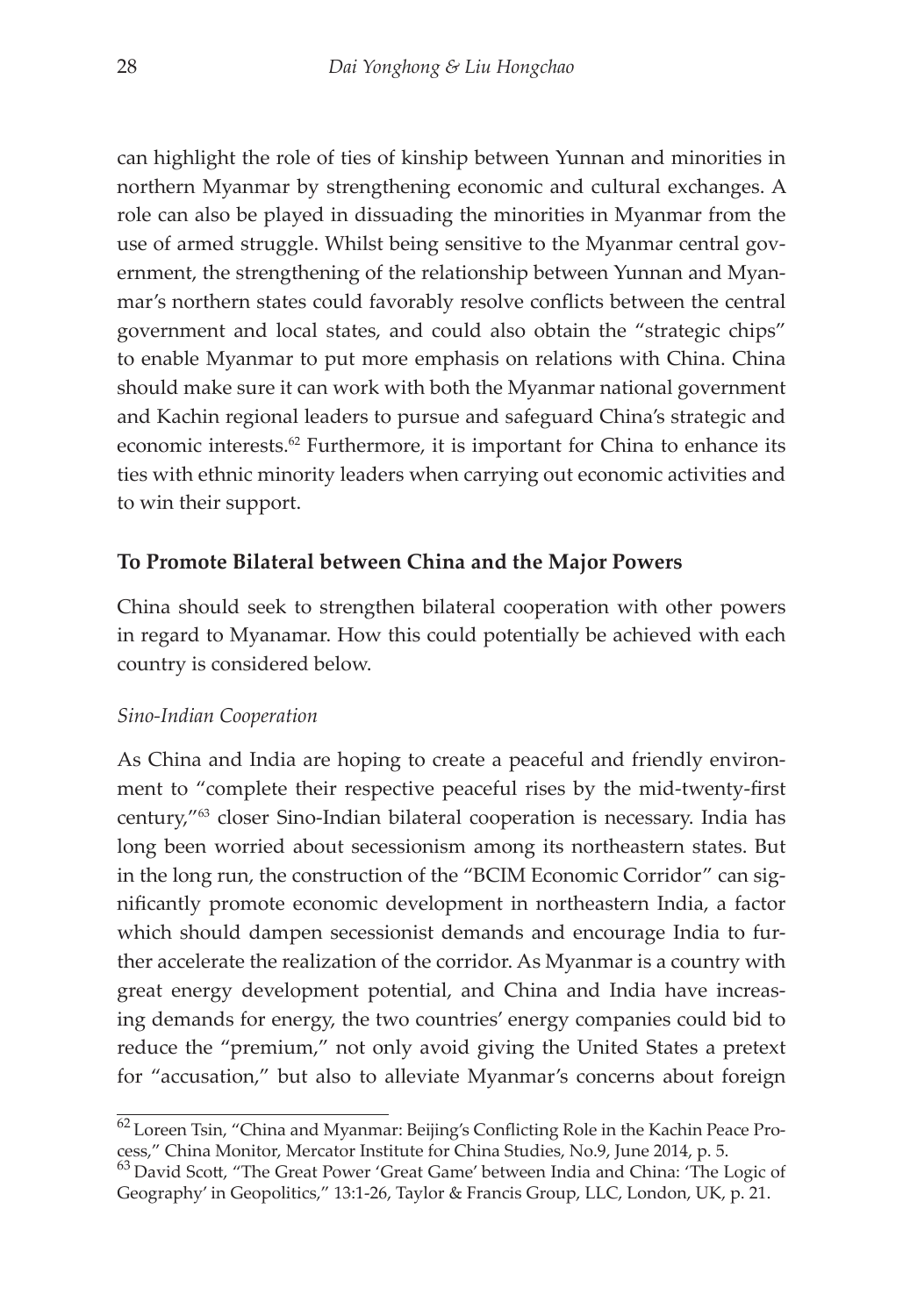can highlight the role of ties of kinship between Yunnan and minorities in northern Myanmar by strengthening economic and cultural exchanges. A role can also be played in dissuading the minorities in Myanmar from the use of armed struggle. Whilst being sensitive to the Myanmar central government, the strengthening of the relationship between Yunnan and Myanmar's northern states could favorably resolve conflicts between the central government and local states, and could also obtain the "strategic chips" to enable Myanmar to put more emphasis on relations with China. China should make sure it can work with both the Myanmar national government and Kachin regional leaders to pursue and safeguard China's strategic and economic interests.[62] Furthermore, it is important for China to enhance its ties with ethnic minority leaders when carrying out economic activities and to win their support.

### To Promote Bilateral between China and the Major Powers

China should seek to strengthen bilateral cooperation with other powers in regard to Myanamar. How this could potentially be achieved with each country is considered below.

#### *Sino-Indian Cooperation*

As China and India are hoping to create a peaceful and friendly environment to "complete their respective peaceful rises by the mid-twenty-first century,"[63] closer Sino-Indian bilateral cooperation is necessary. India has long been worried about secessionism among its northeastern states. But in the long run, the construction of the "BCIM Economic Corridor" can significantly promote economic development in northeastern India, a factor which should dampen secessionist demands and encourage India to further accelerate the realization of the corridor. As Myanmar is a country with great energy development potential, and China and India have increasing demands for energy, the two countries' energy companies could bid to reduce the "premium," not only avoid giving the United States a pretext for "accusation," but also to alleviate Myanmar's concerns about foreign

---

[62] Loreen Tsin, "China and Myanmar: Beijing's Conflicting Role in the Kachin Peace Process," China Monitor, Mercator Institute for China Studies, No.9, June 2014, p. 5.

[63] David Scott, "The Great Power 'Great Game' between India and China: 'The Logic of Geography' in Geopolitics," 13:1-26, Taylor & Francis Group, LLC, London, UK, p. 21.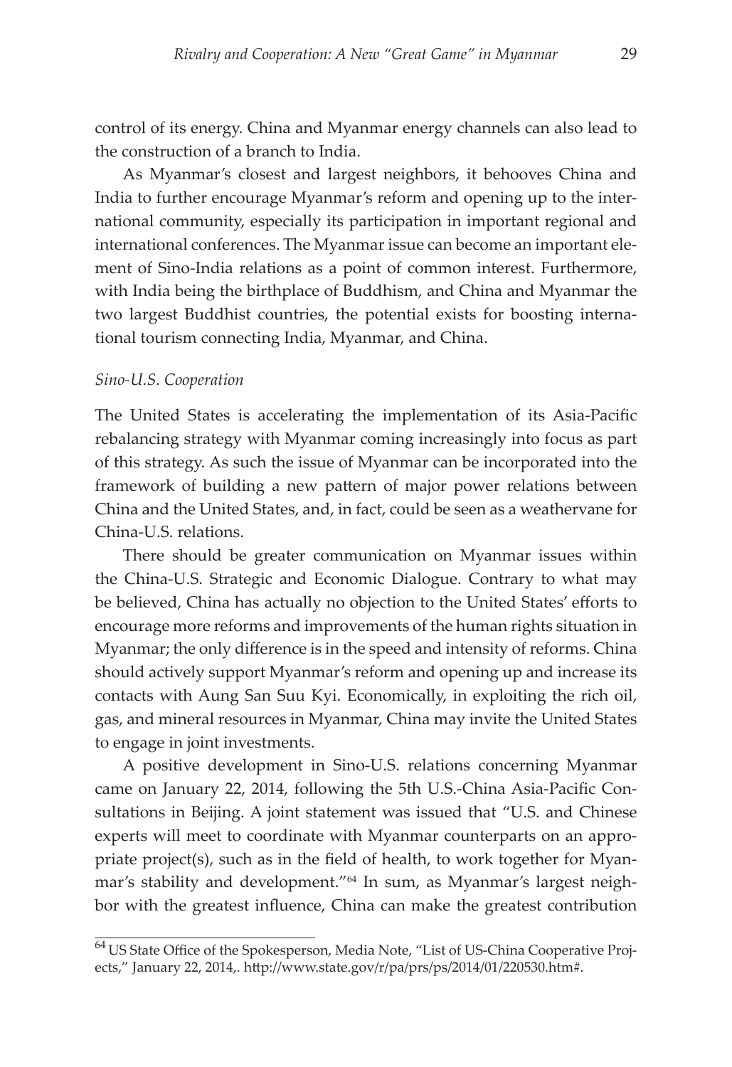control of its energy. China and Myanmar energy channels can also lead to the construction of a branch to India.

As Myanmar's closest and largest neighbors, it behooves China and India to further encourage Myanmar's reform and opening up to the international community, especially its participation in important regional and international conferences. The Myanmar issue can become an important element of Sino-India relations as a point of common interest. Furthermore, with India being the birthplace of Buddhism, and China and Myanmar the two largest Buddhist countries, the potential exists for boosting international tourism connecting India, Myanmar, and China.

*Sino-U.S. Cooperation*

The United States is accelerating the implementation of its Asia-Pacific rebalancing strategy with Myanmar coming increasingly into focus as part of this strategy. As such the issue of Myanmar can be incorporated into the framework of building a new pattern of major power relations between China and the United States, and, in fact, could be seen as a weathervane for China-U.S. relations.

There should be greater communication on Myanmar issues within the China-U.S. Strategic and Economic Dialogue. Contrary to what may be believed, China has actually no objection to the United States' efforts to encourage more reforms and improvements of the human rights situation in Myanmar; the only difference is in the speed and intensity of reforms. China should actively support Myanmar's reform and opening up and increase its contacts with Aung San Suu Kyi. Economically, in exploiting the rich oil, gas, and mineral resources in Myanmar, China may invite the United States to engage in joint investments.

A positive development in Sino-U.S. relations concerning Myanmar came on January 22, 2014, following the 5th U.S.-China Asia-Pacific Consultations in Beijing. A joint statement was issued that "U.S. and Chinese experts will meet to coordinate with Myanmar counterparts on an appropriate project(s), such as in the field of health, to work together for Myanmar's stability and development."[64] In sum, as Myanmar's largest neighbor with the greatest influence, China can make the greatest contribution

[64] US State Office of the Spokesperson, Media Note, "List of US-China Cooperative Projects," January 22, 2014,. http://www.state.gov/r/pa/prs/ps/2014/01/220530.htm#.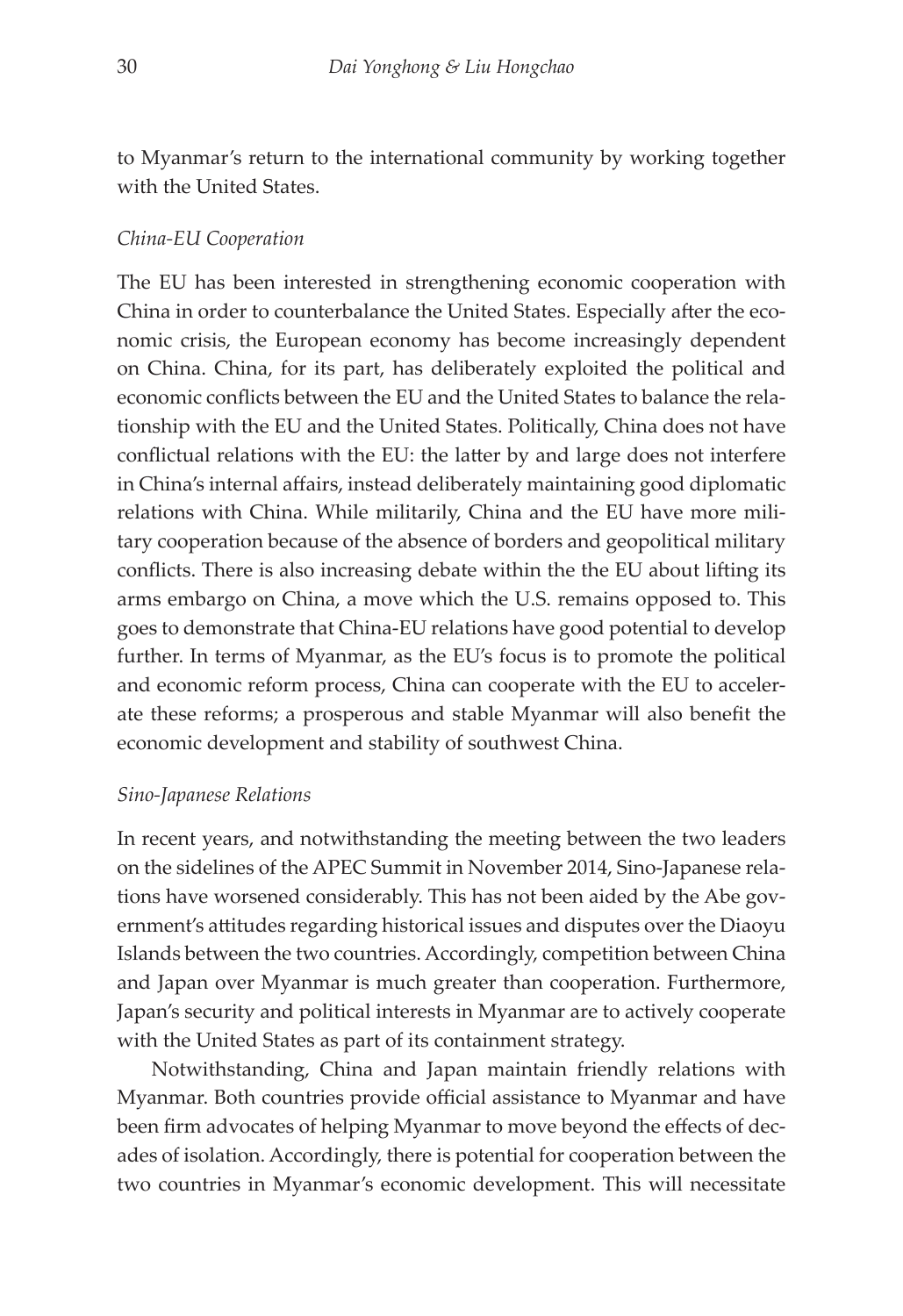to Myanmar's return to the international community by working together with the United States.

*China-EU Cooperation*

The EU has been interested in strengthening economic cooperation with China in order to counterbalance the United States. Especially after the economic crisis, the European economy has become increasingly dependent on China. China, for its part, has deliberately exploited the political and economic conflicts between the EU and the United States to balance the relationship with the EU and the United States. Politically, China does not have conflictual relations with the EU: the latter by and large does not interfere in China's internal affairs, instead deliberately maintaining good diplomatic relations with China. While militarily, China and the EU have more military cooperation because of the absence of borders and geopolitical military conflicts. There is also increasing debate within the the EU about lifting its arms embargo on China, a move which the U.S. remains opposed to. This goes to demonstrate that China-EU relations have good potential to develop further. In terms of Myanmar, as the EU's focus is to promote the political and economic reform process, China can cooperate with the EU to accelerate these reforms; a prosperous and stable Myanmar will also benefit the economic development and stability of southwest China.

*Sino-Japanese Relations*

In recent years, and notwithstanding the meeting between the two leaders on the sidelines of the APEC Summit in November 2014, Sino-Japanese relations have worsened considerably. This has not been aided by the Abe government's attitudes regarding historical issues and disputes over the Diaoyu Islands between the two countries. Accordingly, competition between China and Japan over Myanmar is much greater than cooperation. Furthermore, Japan's security and political interests in Myanmar are to actively cooperate with the United States as part of its containment strategy.

Notwithstanding, China and Japan maintain friendly relations with Myanmar. Both countries provide official assistance to Myanmar and have been firm advocates of helping Myanmar to move beyond the effects of decades of isolation. Accordingly, there is potential for cooperation between the two countries in Myanmar's economic development. This will necessitate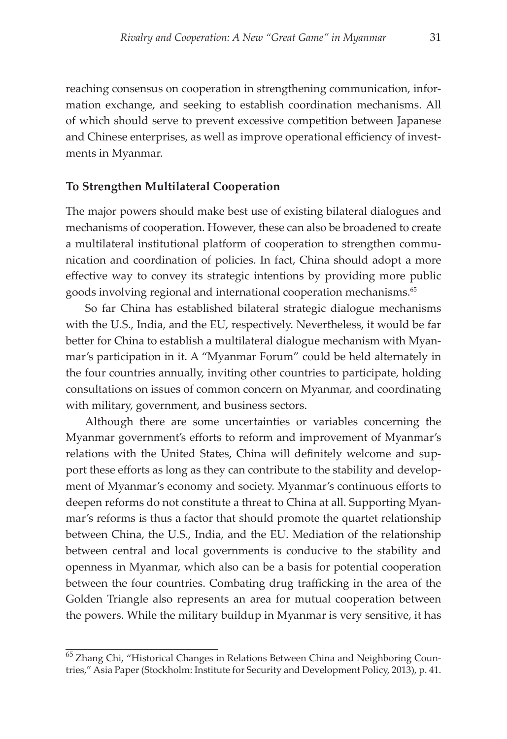reaching consensus on cooperation in strengthening communication, information exchange, and seeking to establish coordination mechanisms. All of which should serve to prevent excessive competition between Japanese and Chinese enterprises, as well as improve operational efficiency of investments in Myanmar.

### To Strengthen Multilateral Cooperation

The major powers should make best use of existing bilateral dialogues and mechanisms of cooperation. However, these can also be broadened to create a multilateral institutional platform of cooperation to strengthen communication and coordination of policies. In fact, China should adopt a more effective way to convey its strategic intentions by providing more public goods involving regional and international cooperation mechanisms.[65]

So far China has established bilateral strategic dialogue mechanisms with the U.S., India, and the EU, respectively. Nevertheless, it would be far better for China to establish a multilateral dialogue mechanism with Myanmar's participation in it. A "Myanmar Forum" could be held alternately in the four countries annually, inviting other countries to participate, holding consultations on issues of common concern on Myanmar, and coordinating with military, government, and business sectors.

Although there are some uncertainties or variables concerning the Myanmar government's efforts to reform and improvement of Myanmar's relations with the United States, China will definitely welcome and support these efforts as long as they can contribute to the stability and development of Myanmar's economy and society. Myanmar's continuous efforts to deepen reforms do not constitute a threat to China at all. Supporting Myanmar's reforms is thus a factor that should promote the quartet relationship between China, the U.S., India, and the EU. Mediation of the relationship between central and local governments is conducive to the stability and openness in Myanmar, which also can be a basis for potential cooperation between the four countries. Combating drug trafficking in the area of the Golden Triangle also represents an area for mutual cooperation between the powers. While the military buildup in Myanmar is very sensitive, it has

[65] Zhang Chi, "Historical Changes in Relations Between China and Neighboring Countries," Asia Paper (Stockholm: Institute for Security and Development Policy, 2013), p. 41.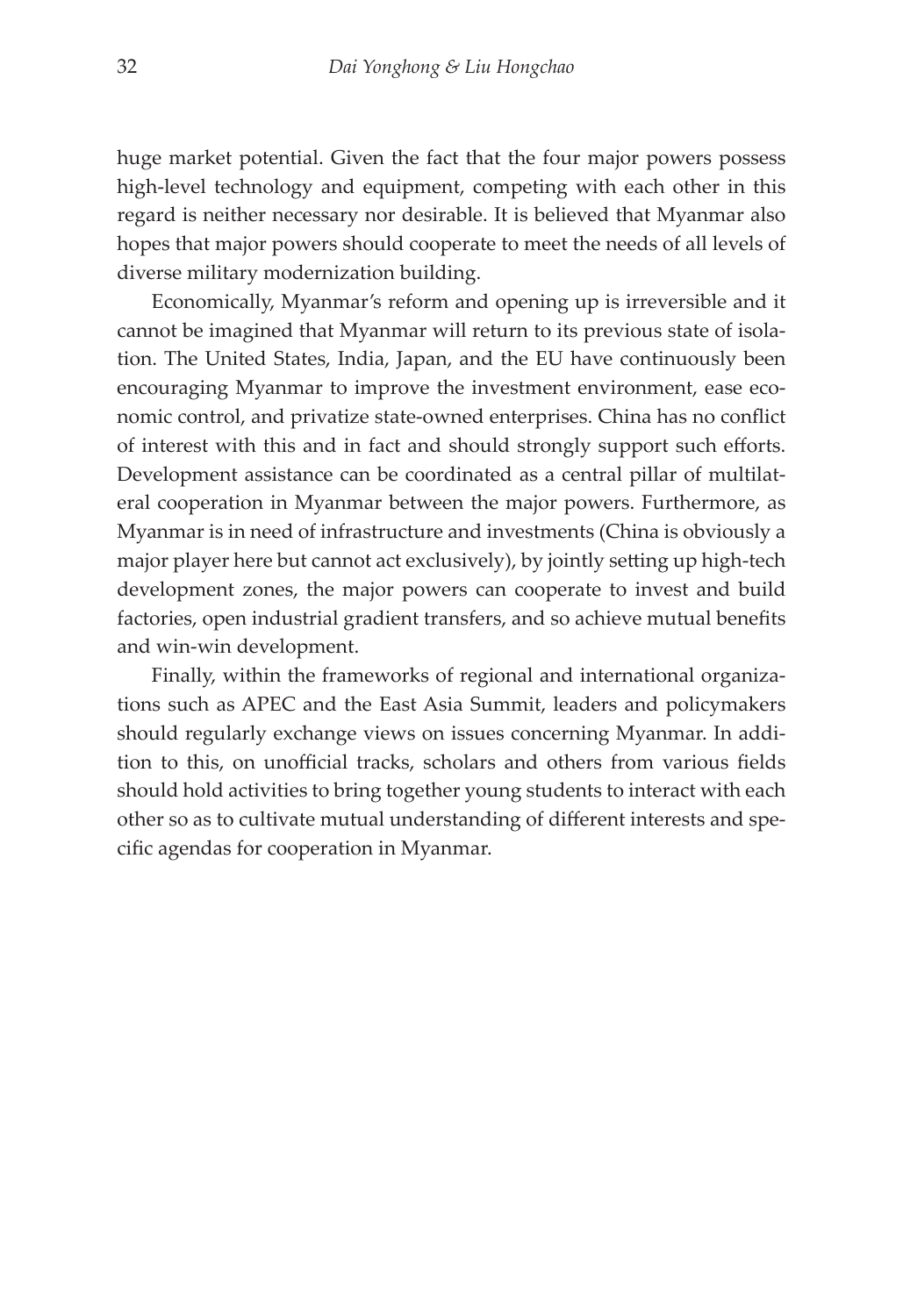huge market potential. Given the fact that the four major powers possess high-level technology and equipment, competing with each other in this regard is neither necessary nor desirable. It is believed that Myanmar also hopes that major powers should cooperate to meet the needs of all levels of diverse military modernization building.

Economically, Myanmar's reform and opening up is irreversible and it cannot be imagined that Myanmar will return to its previous state of isolation. The United States, India, Japan, and the EU have continuously been encouraging Myanmar to improve the investment environment, ease economic control, and privatize state-owned enterprises. China has no conflict of interest with this and in fact and should strongly support such efforts. Development assistance can be coordinated as a central pillar of multilateral cooperation in Myanmar between the major powers. Furthermore, as Myanmar is in need of infrastructure and investments (China is obviously a major player here but cannot act exclusively), by jointly setting up high-tech development zones, the major powers can cooperate to invest and build factories, open industrial gradient transfers, and so achieve mutual benefits and win-win development.

Finally, within the frameworks of regional and international organizations such as APEC and the East Asia Summit, leaders and policymakers should regularly exchange views on issues concerning Myanmar. In addition to this, on unofficial tracks, scholars and others from various fields should hold activities to bring together young students to interact with each other so as to cultivate mutual understanding of different interests and specific agendas for cooperation in Myanmar.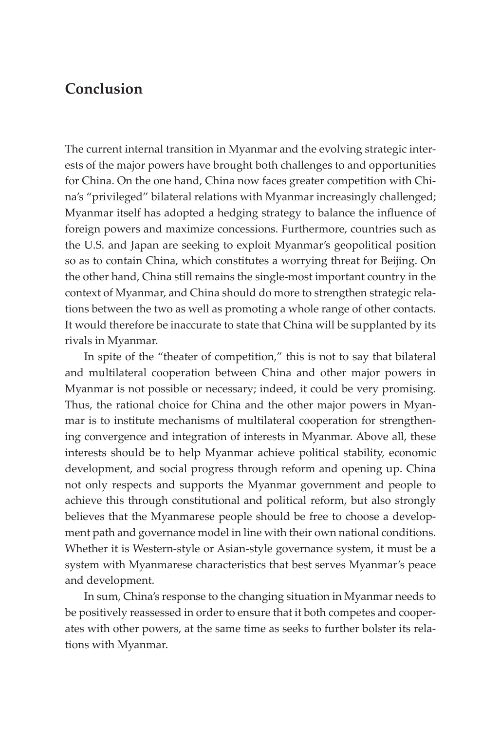## Conclusion

The current internal transition in Myanmar and the evolving strategic interests of the major powers have brought both challenges to and opportunities for China. On the one hand, China now faces greater competition with China's "privileged" bilateral relations with Myanmar increasingly challenged; Myanmar itself has adopted a hedging strategy to balance the influence of foreign powers and maximize concessions. Furthermore, countries such as the U.S. and Japan are seeking to exploit Myanmar's geopolitical position so as to contain China, which constitutes a worrying threat for Beijing. On the other hand, China still remains the single-most important country in the context of Myanmar, and China should do more to strengthen strategic relations between the two as well as promoting a whole range of other contacts. It would therefore be inaccurate to state that China will be supplanted by its rivals in Myanmar.

In spite of the "theater of competition," this is not to say that bilateral and multilateral cooperation between China and other major powers in Myanmar is not possible or necessary; indeed, it could be very promising. Thus, the rational choice for China and the other major powers in Myanmar is to institute mechanisms of multilateral cooperation for strengthening convergence and integration of interests in Myanmar. Above all, these interests should be to help Myanmar achieve political stability, economic development, and social progress through reform and opening up. China not only respects and supports the Myanmar government and people to achieve this through constitutional and political reform, but also strongly believes that the Myanmarese people should be free to choose a development path and governance model in line with their own national conditions. Whether it is Western-style or Asian-style governance system, it must be a system with Myanmarese characteristics that best serves Myanmar's peace and development.

In sum, China's response to the changing situation in Myanmar needs to be positively reassessed in order to ensure that it both competes and cooperates with other powers, at the same time as seeks to further bolster its relations with Myanmar.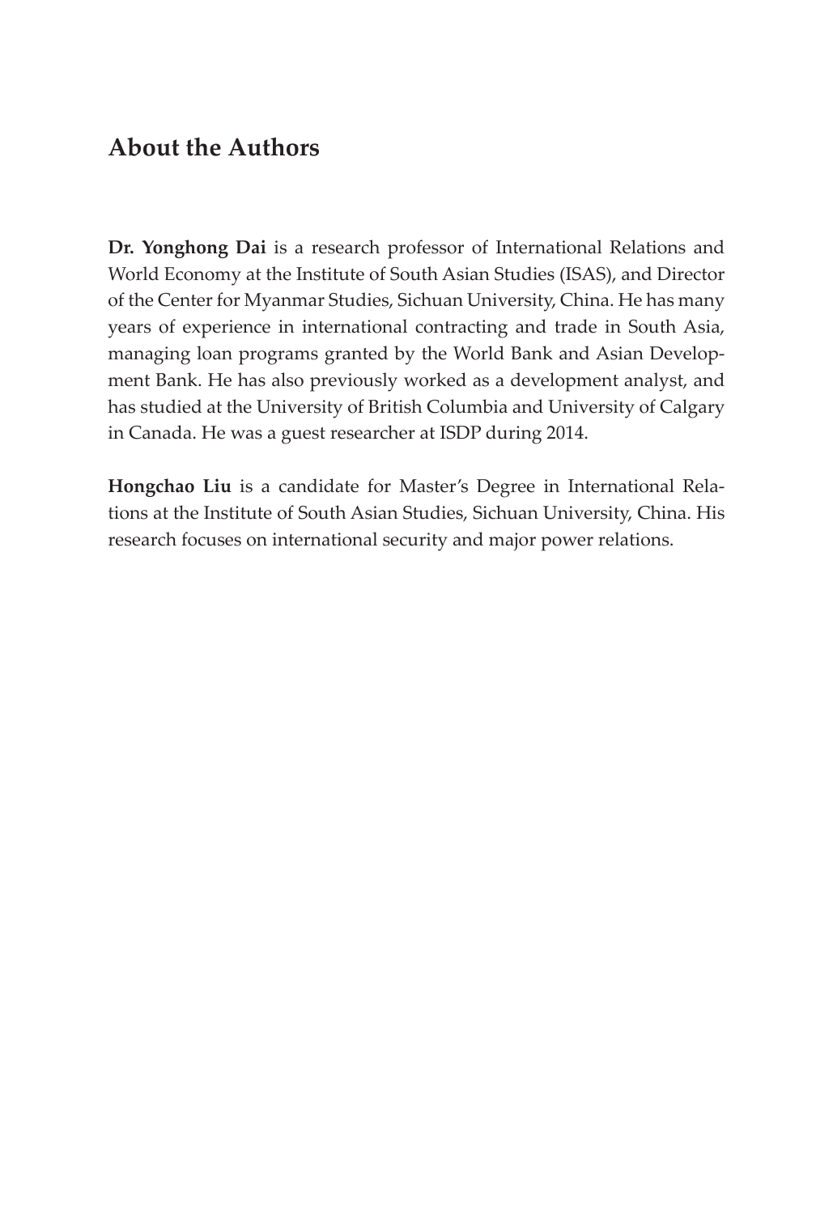## About the Authors

**Dr. Yonghong Dai** is a research professor of International Relations and World Economy at the Institute of South Asian Studies (ISAS), and Director of the Center for Myanmar Studies, Sichuan University, China. He has many years of experience in international contracting and trade in South Asia, managing loan programs granted by the World Bank and Asian Development Bank. He has also previously worked as a development analyst, and has studied at the University of British Columbia and University of Calgary in Canada. He was a guest researcher at ISDP during 2014.

**Hongchao Liu** is a candidate for Master's Degree in International Relations at the Institute of South Asian Studies, Sichuan University, China. His research focuses on international security and major power relations.